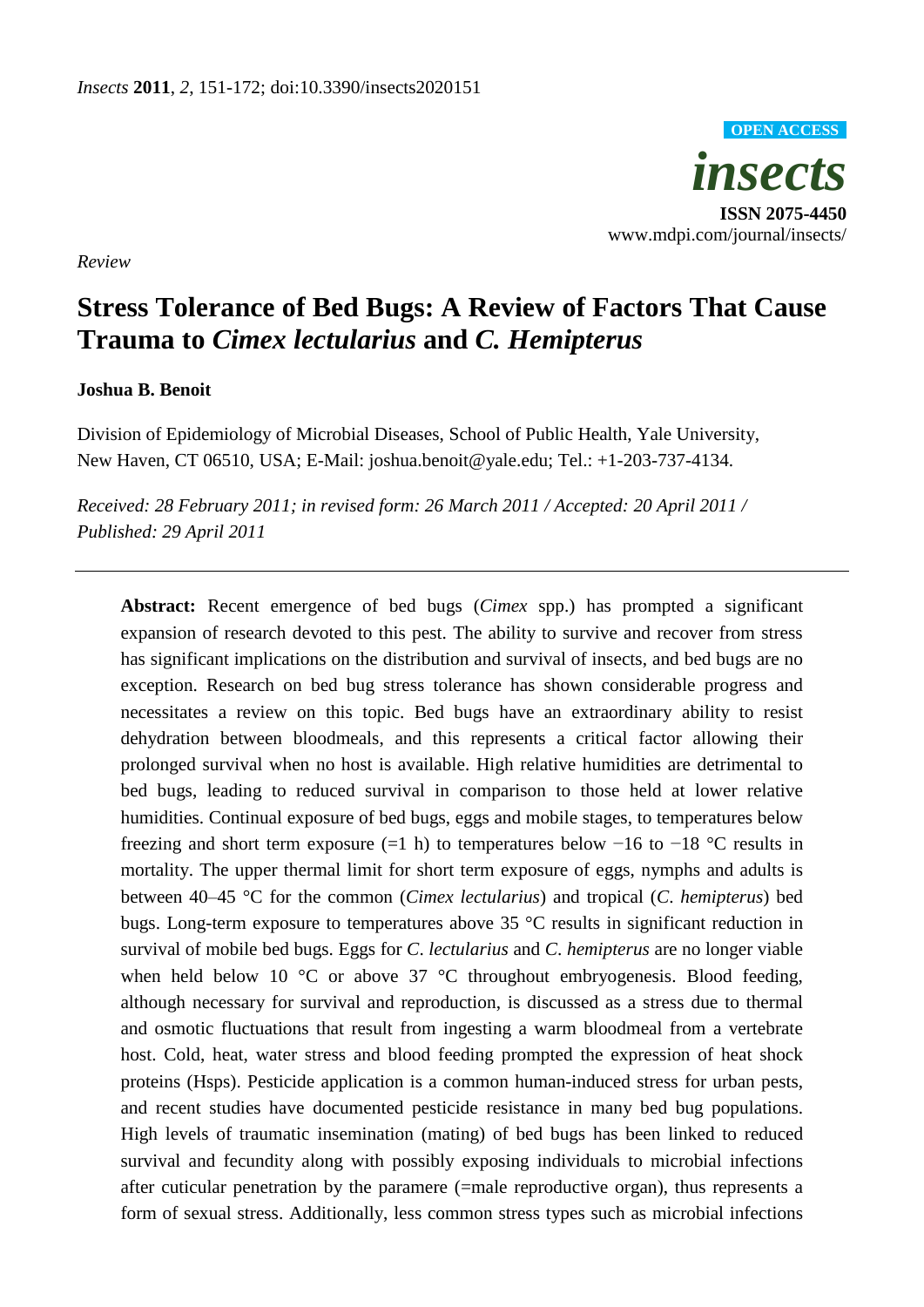*Insects* **2011**, *2*, 151-172; doi:10.3390/insects2020151

**OPEN ACCESS**

***insects***

**ISSN 2075-4450**

www.mdpi.com/journal/insects/

*Review*

# Stress Tolerance of Bed Bugs: A Review of Factors That Cause Trauma to *Cimex lectularius* and *C. Hemipterus*

**Joshua B. Benoit**

Division of Epidemiology of Microbial Diseases, School of Public Health, Yale University, New Haven, CT 06510, USA; E-Mail: joshua.benoit@yale.edu; Tel.: +1-203-737-4134.

*Received: 28 February 2011; in revised form: 26 March 2011 / Accepted: 20 April 2011 / Published: 29 April 2011*

---

**Abstract:** Recent emergence of bed bugs (*Cimex* spp.) has prompted a significant expansion of research devoted to this pest. The ability to survive and recover from stress has significant implications on the distribution and survival of insects, and bed bugs are no exception. Research on bed bug stress tolerance has shown considerable progress and necessitates a review on this topic. Bed bugs have an extraordinary ability to resist dehydration between bloodmeals, and this represents a critical factor allowing their prolonged survival when no host is available. High relative humidities are detrimental to bed bugs, leading to reduced survival in comparison to those held at lower relative humidities. Continual exposure of bed bugs, eggs and mobile stages, to temperatures below freezing and short term exposure (=1 h) to temperatures below −16 to −18 °C results in mortality. The upper thermal limit for short term exposure of eggs, nymphs and adults is between 40–45 °C for the common (*Cimex lectularius*) and tropical (*C. hemipterus*) bed bugs. Long-term exposure to temperatures above 35 °C results in significant reduction in survival of mobile bed bugs. Eggs for *C. lectularius* and *C. hemipterus* are no longer viable when held below 10 °C or above 37 °C throughout embryogenesis. Blood feeding, although necessary for survival and reproduction, is discussed as a stress due to thermal and osmotic fluctuations that result from ingesting a warm bloodmeal from a vertebrate host. Cold, heat, water stress and blood feeding prompted the expression of heat shock proteins (Hsps). Pesticide application is a common human-induced stress for urban pests, and recent studies have documented pesticide resistance in many bed bug populations. High levels of traumatic insemination (mating) of bed bugs has been linked to reduced survival and fecundity along with possibly exposing individuals to microbial infections after cuticular penetration by the paramere (=male reproductive organ), thus represents a form of sexual stress. Additionally, less common stress types such as microbial infections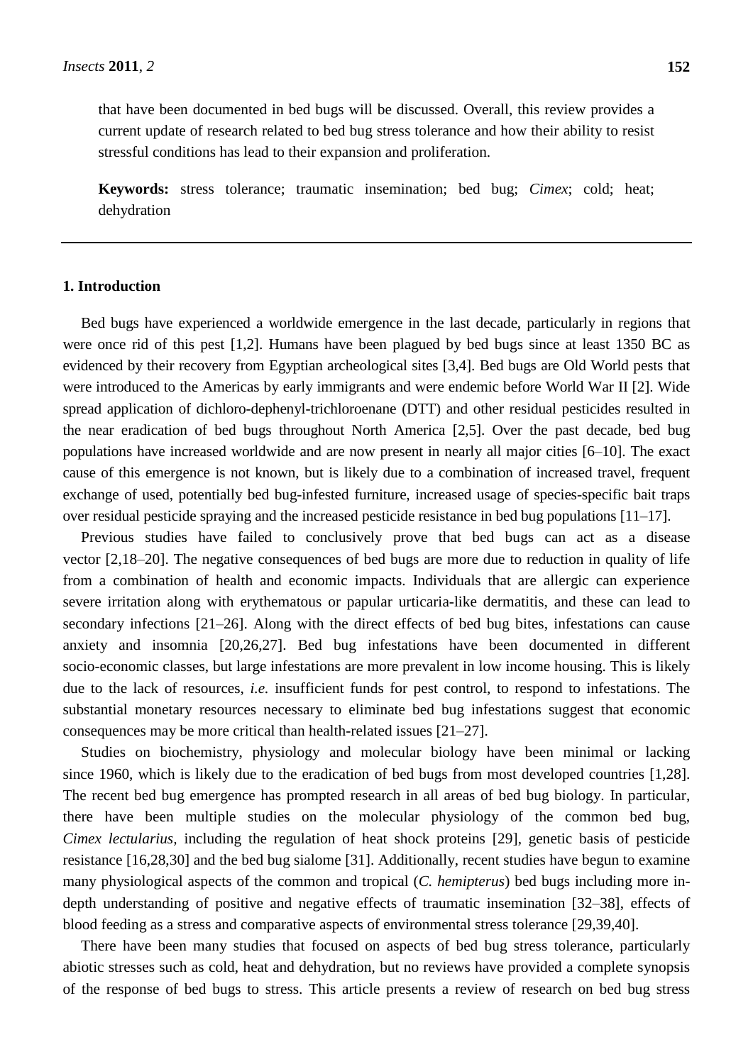that have been documented in bed bugs will be discussed. Overall, this review provides a current update of research related to bed bug stress tolerance and how their ability to resist stressful conditions has lead to their expansion and proliferation.

**Keywords:** stress tolerance; traumatic insemination; bed bug; *Cimex*; cold; heat; dehydration

---

## 1. Introduction

Bed bugs have experienced a worldwide emergence in the last decade, particularly in regions that were once rid of this pest [1,2]. Humans have been plagued by bed bugs since at least 1350 BC as evidenced by their recovery from Egyptian archeological sites [3,4]. Bed bugs are Old World pests that were introduced to the Americas by early immigrants and were endemic before World War II [2]. Wide spread application of dichloro-dephenyl-trichloroenane (DTT) and other residual pesticides resulted in the near eradication of bed bugs throughout North America [2,5]. Over the past decade, bed bug populations have increased worldwide and are now present in nearly all major cities [6–10]. The exact cause of this emergence is not known, but is likely due to a combination of increased travel, frequent exchange of used, potentially bed bug-infested furniture, increased usage of species-specific bait traps over residual pesticide spraying and the increased pesticide resistance in bed bug populations [11–17].

Previous studies have failed to conclusively prove that bed bugs can act as a disease vector [2,18–20]. The negative consequences of bed bugs are more due to reduction in quality of life from a combination of health and economic impacts. Individuals that are allergic can experience severe irritation along with erythematous or papular urticaria-like dermatitis, and these can lead to secondary infections [21–26]. Along with the direct effects of bed bug bites, infestations can cause anxiety and insomnia [20,26,27]. Bed bug infestations have been documented in different socio-economic classes, but large infestations are more prevalent in low income housing. This is likely due to the lack of resources, *i.e.* insufficient funds for pest control, to respond to infestations. The substantial monetary resources necessary to eliminate bed bug infestations suggest that economic consequences may be more critical than health-related issues [21–27].

Studies on biochemistry, physiology and molecular biology have been minimal or lacking since 1960, which is likely due to the eradication of bed bugs from most developed countries [1,28]. The recent bed bug emergence has prompted research in all areas of bed bug biology. In particular, there have been multiple studies on the molecular physiology of the common bed bug, *Cimex lectularius*, including the regulation of heat shock proteins [29], genetic basis of pesticide resistance [16,28,30] and the bed bug sialome [31]. Additionally, recent studies have begun to examine many physiological aspects of the common and tropical (*C. hemipterus*) bed bugs including more in-depth understanding of positive and negative effects of traumatic insemination [32–38], effects of blood feeding as a stress and comparative aspects of environmental stress tolerance [29,39,40].

There have been many studies that focused on aspects of bed bug stress tolerance, particularly abiotic stresses such as cold, heat and dehydration, but no reviews have provided a complete synopsis of the response of bed bugs to stress. This article presents a review of research on bed bug stress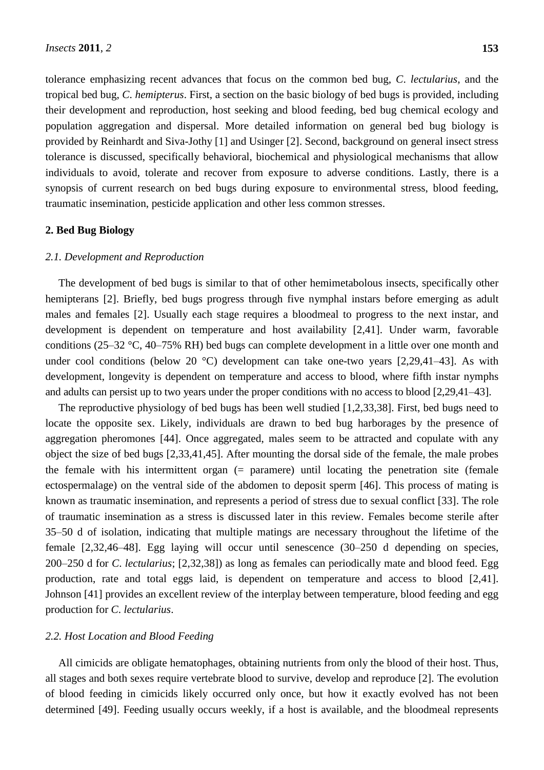tolerance emphasizing recent advances that focus on the common bed bug, *C. lectularius*, and the tropical bed bug, *C. hemipterus*. First, a section on the basic biology of bed bugs is provided, including their development and reproduction, host seeking and blood feeding, bed bug chemical ecology and population aggregation and dispersal. More detailed information on general bed bug biology is provided by Reinhardt and Siva-Jothy [1] and Usinger [2]. Second, background on general insect stress tolerance is discussed, specifically behavioral, biochemical and physiological mechanisms that allow individuals to avoid, tolerate and recover from exposure to adverse conditions. Lastly, there is a synopsis of current research on bed bugs during exposure to environmental stress, blood feeding, traumatic insemination, pesticide application and other less common stresses.

## 2. Bed Bug Biology

### *2.1. Development and Reproduction*

The development of bed bugs is similar to that of other hemimetabolous insects, specifically other hemipterans [2]. Briefly, bed bugs progress through five nymphal instars before emerging as adult males and females [2]. Usually each stage requires a bloodmeal to progress to the next instar, and development is dependent on temperature and host availability [2,41]. Under warm, favorable conditions (25–32 °C, 40–75% RH) bed bugs can complete development in a little over one month and under cool conditions (below 20 °C) development can take one-two years [2,29,41–43]. As with development, longevity is dependent on temperature and access to blood, where fifth instar nymphs and adults can persist up to two years under the proper conditions with no access to blood [2,29,41–43].

The reproductive physiology of bed bugs has been well studied [1,2,33,38]. First, bed bugs need to locate the opposite sex. Likely, individuals are drawn to bed bug harborages by the presence of aggregation pheromones [44]. Once aggregated, males seem to be attracted and copulate with any object the size of bed bugs [2,33,41,45]. After mounting the dorsal side of the female, the male probes the female with his intermittent organ (= paramere) until locating the penetration site (female ectospermalage) on the ventral side of the abdomen to deposit sperm [46]. This process of mating is known as traumatic insemination, and represents a period of stress due to sexual conflict [33]. The role of traumatic insemination as a stress is discussed later in this review. Females become sterile after 35–50 d of isolation, indicating that multiple matings are necessary throughout the lifetime of the female [2,32,46–48]. Egg laying will occur until senescence (30–250 d depending on species, 200–250 d for *C. lectularius*; [2,32,38]) as long as females can periodically mate and blood feed. Egg production, rate and total eggs laid, is dependent on temperature and access to blood [2,41]. Johnson [41] provides an excellent review of the interplay between temperature, blood feeding and egg production for *C. lectularius*.

### *2.2. Host Location and Blood Feeding*

All cimicids are obligate hematophages, obtaining nutrients from only the blood of their host. Thus, all stages and both sexes require vertebrate blood to survive, develop and reproduce [2]. The evolution of blood feeding in cimicids likely occurred only once, but how it exactly evolved has not been determined [49]. Feeding usually occurs weekly, if a host is available, and the bloodmeal represents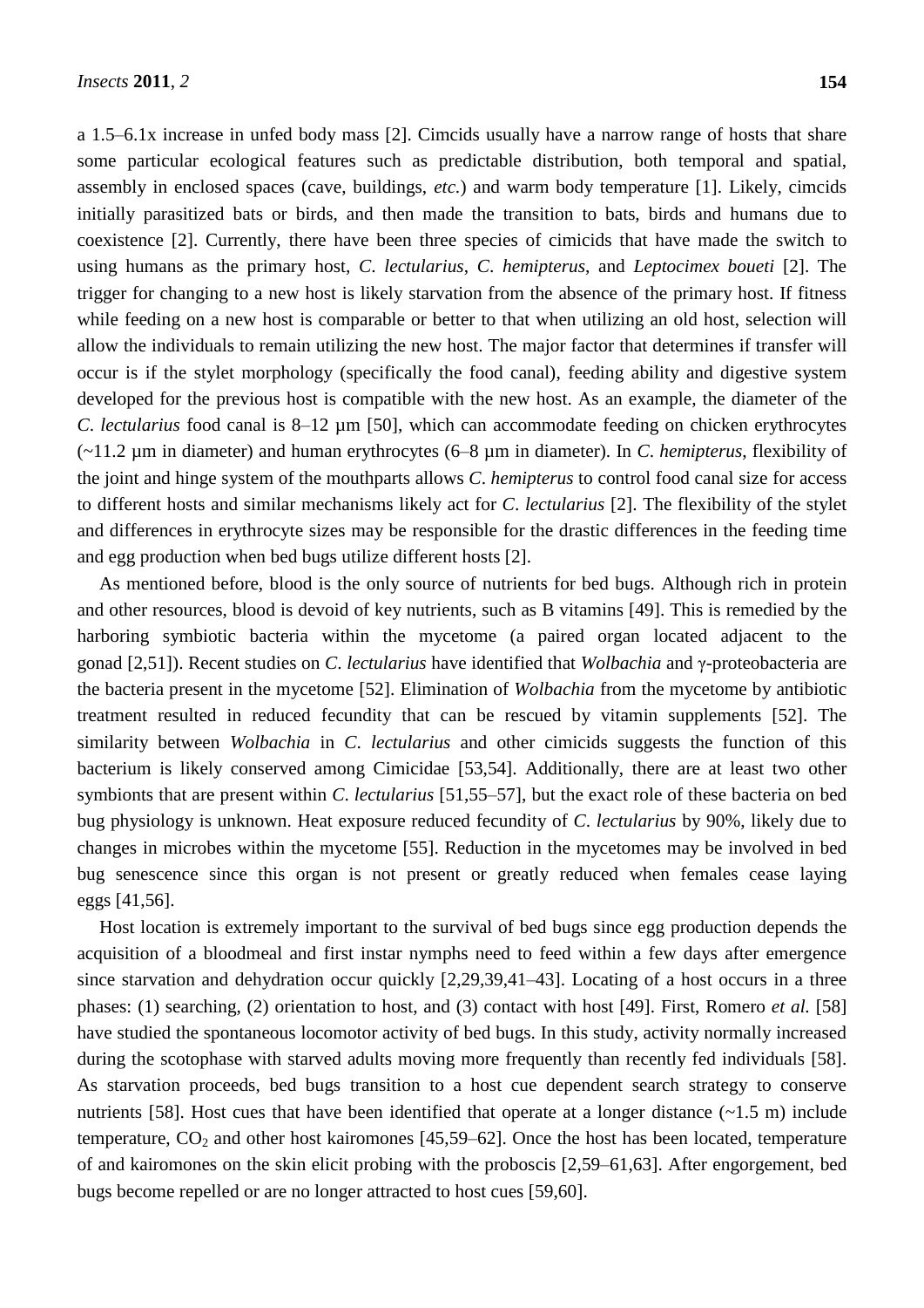a 1.5–6.1x increase in unfed body mass [2]. Cimcids usually have a narrow range of hosts that share some particular ecological features such as predictable distribution, both temporal and spatial, assembly in enclosed spaces (cave, buildings, *etc.*) and warm body temperature [1]. Likely, cimcids initially parasitized bats or birds, and then made the transition to bats, birds and humans due to coexistence [2]. Currently, there have been three species of cimicids that have made the switch to using humans as the primary host, *C. lectularius*, *C. hemipterus*, and *Leptocimex boueti* [2]. The trigger for changing to a new host is likely starvation from the absence of the primary host. If fitness while feeding on a new host is comparable or better to that when utilizing an old host, selection will allow the individuals to remain utilizing the new host. The major factor that determines if transfer will occur is if the stylet morphology (specifically the food canal), feeding ability and digestive system developed for the previous host is compatible with the new host. As an example, the diameter of the *C. lectularius* food canal is 8–12 µm [50], which can accommodate feeding on chicken erythrocytes (~11.2 µm in diameter) and human erythrocytes (6–8 µm in diameter). In *C. hemipterus*, flexibility of the joint and hinge system of the mouthparts allows *C. hemipterus* to control food canal size for access to different hosts and similar mechanisms likely act for *C. lectularius* [2]. The flexibility of the stylet and differences in erythrocyte sizes may be responsible for the drastic differences in the feeding time and egg production when bed bugs utilize different hosts [2].

As mentioned before, blood is the only source of nutrients for bed bugs. Although rich in protein and other resources, blood is devoid of key nutrients, such as B vitamins [49]. This is remedied by the harboring symbiotic bacteria within the mycetome (a paired organ located adjacent to the gonad [2,51]). Recent studies on *C. lectularius* have identified that *Wolbachia* and γ-proteobacteria are the bacteria present in the mycetome [52]. Elimination of *Wolbachia* from the mycetome by antibiotic treatment resulted in reduced fecundity that can be rescued by vitamin supplements [52]. The similarity between *Wolbachia* in *C. lectularius* and other cimicids suggests the function of this bacterium is likely conserved among Cimicidae [53,54]. Additionally, there are at least two other symbionts that are present within *C. lectularius* [51,55–57], but the exact role of these bacteria on bed bug physiology is unknown. Heat exposure reduced fecundity of *C. lectularius* by 90%, likely due to changes in microbes within the mycetome [55]. Reduction in the mycetomes may be involved in bed bug senescence since this organ is not present or greatly reduced when females cease laying eggs [41,56].

Host location is extremely important to the survival of bed bugs since egg production depends the acquisition of a bloodmeal and first instar nymphs need to feed within a few days after emergence since starvation and dehydration occur quickly [2,29,39,41–43]. Locating of a host occurs in a three phases: (1) searching, (2) orientation to host, and (3) contact with host [49]. First, Romero *et al.* [58] have studied the spontaneous locomotor activity of bed bugs. In this study, activity normally increased during the scotophase with starved adults moving more frequently than recently fed individuals [58]. As starvation proceeds, bed bugs transition to a host cue dependent search strategy to conserve nutrients [58]. Host cues that have been identified that operate at a longer distance (~1.5 m) include temperature, $CO_2$ and other host kairomones [45,59–62]. Once the host has been located, temperature of and kairomones on the skin elicit probing with the proboscis [2,59–61,63]. After engorgement, bed bugs become repelled or are no longer attracted to host cues [59,60].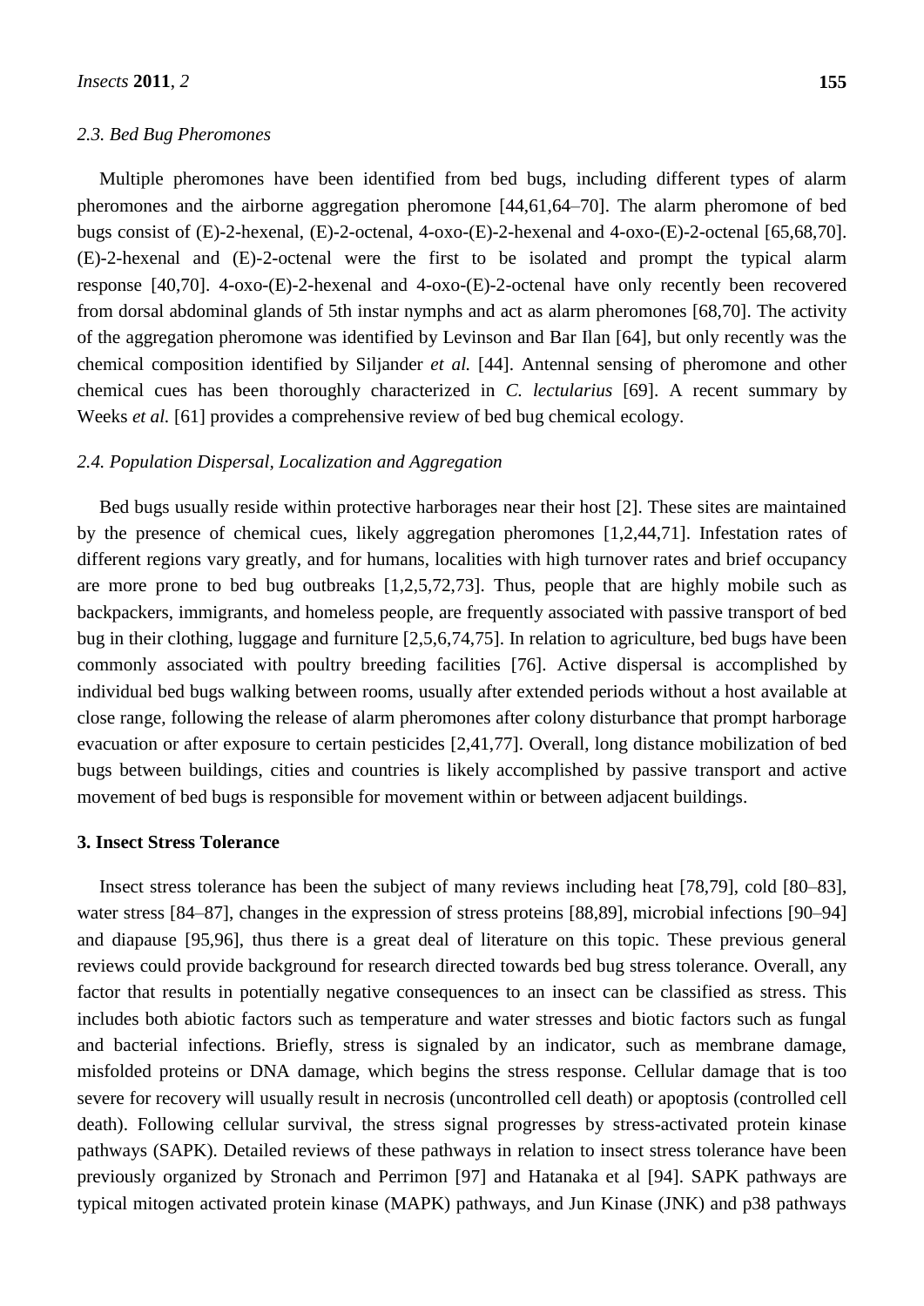### 2.3. Bed Bug Pheromones

Multiple pheromones have been identified from bed bugs, including different types of alarm pheromones and the airborne aggregation pheromone [44,61,64–70]. The alarm pheromone of bed bugs consist of (E)-2-hexenal, (E)-2-octenal, 4-oxo-(E)-2-hexenal and 4-oxo-(E)-2-octenal [65,68,70]. (E)-2-hexenal and (E)-2-octenal were the first to be isolated and prompt the typical alarm response [40,70]. 4-oxo-(E)-2-hexenal and 4-oxo-(E)-2-octenal have only recently been recovered from dorsal abdominal glands of 5th instar nymphs and act as alarm pheromones [68,70]. The activity of the aggregation pheromone was identified by Levinson and Bar Ilan [64], but only recently was the chemical composition identified by Siljander *et al.* [44]. Antennal sensing of pheromone and other chemical cues has been thoroughly characterized in *C. lectularius* [69]. A recent summary by Weeks *et al.* [61] provides a comprehensive review of bed bug chemical ecology.

### 2.4. Population Dispersal, Localization and Aggregation

Bed bugs usually reside within protective harborages near their host [2]. These sites are maintained by the presence of chemical cues, likely aggregation pheromones [1,2,44,71]. Infestation rates of different regions vary greatly, and for humans, localities with high turnover rates and brief occupancy are more prone to bed bug outbreaks [1,2,5,72,73]. Thus, people that are highly mobile such as backpackers, immigrants, and homeless people, are frequently associated with passive transport of bed bug in their clothing, luggage and furniture [2,5,6,74,75]. In relation to agriculture, bed bugs have been commonly associated with poultry breeding facilities [76]. Active dispersal is accomplished by individual bed bugs walking between rooms, usually after extended periods without a host available at close range, following the release of alarm pheromones after colony disturbance that prompt harborage evacuation or after exposure to certain pesticides [2,41,77]. Overall, long distance mobilization of bed bugs between buildings, cities and countries is likely accomplished by passive transport and active movement of bed bugs is responsible for movement within or between adjacent buildings.

## 3. Insect Stress Tolerance

Insect stress tolerance has been the subject of many reviews including heat [78,79], cold [80–83], water stress [84–87], changes in the expression of stress proteins [88,89], microbial infections [90–94] and diapause [95,96], thus there is a great deal of literature on this topic. These previous general reviews could provide background for research directed towards bed bug stress tolerance. Overall, any factor that results in potentially negative consequences to an insect can be classified as stress. This includes both abiotic factors such as temperature and water stresses and biotic factors such as fungal and bacterial infections. Briefly, stress is signaled by an indicator, such as membrane damage, misfolded proteins or DNA damage, which begins the stress response. Cellular damage that is too severe for recovery will usually result in necrosis (uncontrolled cell death) or apoptosis (controlled cell death). Following cellular survival, the stress signal progresses by stress-activated protein kinase pathways (SAPK). Detailed reviews of these pathways in relation to insect stress tolerance have been previously organized by Stronach and Perrimon [97] and Hatanaka et al [94]. SAPK pathways are typical mitogen activated protein kinase (MAPK) pathways, and Jun Kinase (JNK) and p38 pathways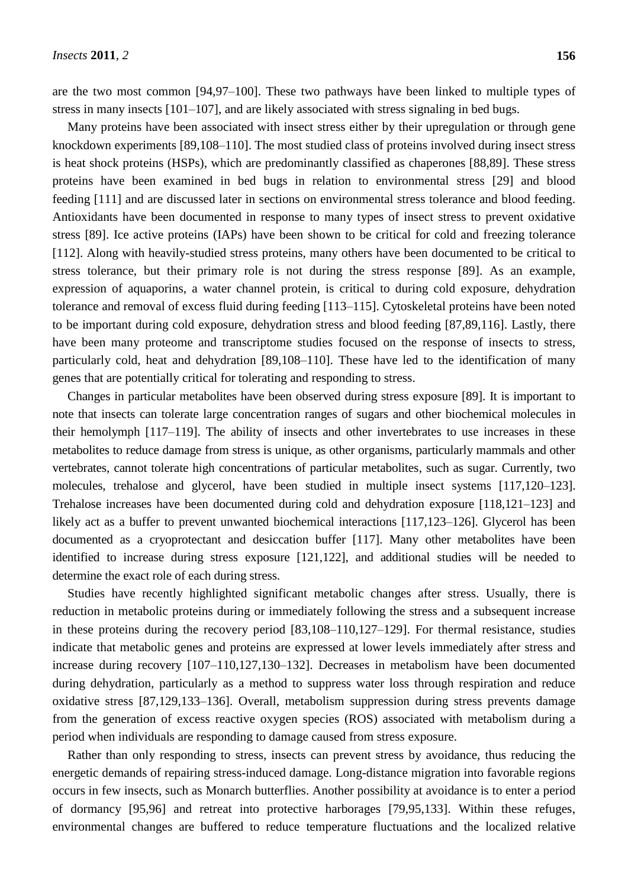are the two most common [94,97–100]. These two pathways have been linked to multiple types of stress in many insects [101–107], and are likely associated with stress signaling in bed bugs.

Many proteins have been associated with insect stress either by their upregulation or through gene knockdown experiments [89,108–110]. The most studied class of proteins involved during insect stress is heat shock proteins (HSPs), which are predominantly classified as chaperones [88,89]. These stress proteins have been examined in bed bugs in relation to environmental stress [29] and blood feeding [111] and are discussed later in sections on environmental stress tolerance and blood feeding. Antioxidants have been documented in response to many types of insect stress to prevent oxidative stress [89]. Ice active proteins (IAPs) have been shown to be critical for cold and freezing tolerance [112]. Along with heavily-studied stress proteins, many others have been documented to be critical to stress tolerance, but their primary role is not during the stress response [89]. As an example, expression of aquaporins, a water channel protein, is critical to during cold exposure, dehydration tolerance and removal of excess fluid during feeding [113–115]. Cytoskeletal proteins have been noted to be important during cold exposure, dehydration stress and blood feeding [87,89,116]. Lastly, there have been many proteome and transcriptome studies focused on the response of insects to stress, particularly cold, heat and dehydration [89,108–110]. These have led to the identification of many genes that are potentially critical for tolerating and responding to stress.

Changes in particular metabolites have been observed during stress exposure [89]. It is important to note that insects can tolerate large concentration ranges of sugars and other biochemical molecules in their hemolymph [117–119]. The ability of insects and other invertebrates to use increases in these metabolites to reduce damage from stress is unique, as other organisms, particularly mammals and other vertebrates, cannot tolerate high concentrations of particular metabolites, such as sugar. Currently, two molecules, trehalose and glycerol, have been studied in multiple insect systems [117,120–123]. Trehalose increases have been documented during cold and dehydration exposure [118,121–123] and likely act as a buffer to prevent unwanted biochemical interactions [117,123–126]. Glycerol has been documented as a cryoprotectant and desiccation buffer [117]. Many other metabolites have been identified to increase during stress exposure [121,122], and additional studies will be needed to determine the exact role of each during stress.

Studies have recently highlighted significant metabolic changes after stress. Usually, there is reduction in metabolic proteins during or immediately following the stress and a subsequent increase in these proteins during the recovery period [83,108–110,127–129]. For thermal resistance, studies indicate that metabolic genes and proteins are expressed at lower levels immediately after stress and increase during recovery [107–110,127,130–132]. Decreases in metabolism have been documented during dehydration, particularly as a method to suppress water loss through respiration and reduce oxidative stress [87,129,133–136]. Overall, metabolism suppression during stress prevents damage from the generation of excess reactive oxygen species (ROS) associated with metabolism during a period when individuals are responding to damage caused from stress exposure.

Rather than only responding to stress, insects can prevent stress by avoidance, thus reducing the energetic demands of repairing stress-induced damage. Long-distance migration into favorable regions occurs in few insects, such as Monarch butterflies. Another possibility at avoidance is to enter a period of dormancy [95,96] and retreat into protective harborages [79,95,133]. Within these refuges, environmental changes are buffered to reduce temperature fluctuations and the localized relative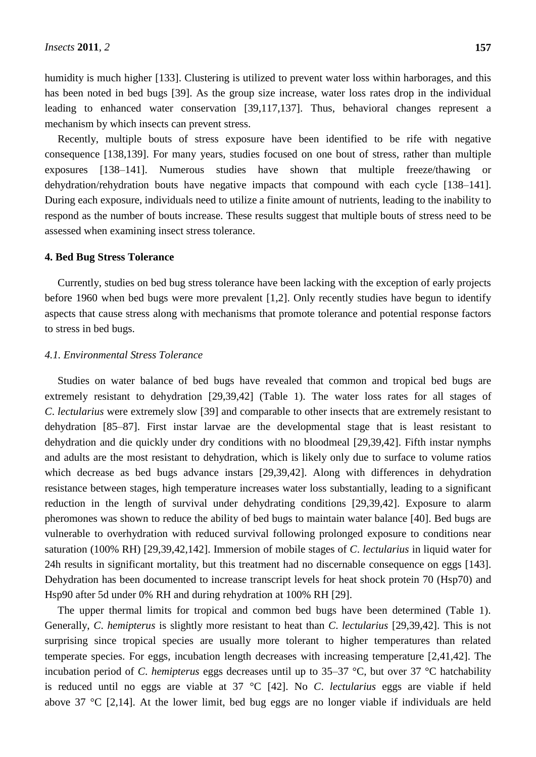humidity is much higher [133]. Clustering is utilized to prevent water loss within harborages, and this has been noted in bed bugs [39]. As the group size increase, water loss rates drop in the individual leading to enhanced water conservation [39,117,137]. Thus, behavioral changes represent a mechanism by which insects can prevent stress.

Recently, multiple bouts of stress exposure have been identified to be rife with negative consequence [138,139]. For many years, studies focused on one bout of stress, rather than multiple exposures [138–141]. Numerous studies have shown that multiple freeze/thawing or dehydration/rehydration bouts have negative impacts that compound with each cycle [138–141]. During each exposure, individuals need to utilize a finite amount of nutrients, leading to the inability to respond as the number of bouts increase. These results suggest that multiple bouts of stress need to be assessed when examining insect stress tolerance.

## 4. Bed Bug Stress Tolerance

Currently, studies on bed bug stress tolerance have been lacking with the exception of early projects before 1960 when bed bugs were more prevalent [1,2]. Only recently studies have begun to identify aspects that cause stress along with mechanisms that promote tolerance and potential response factors to stress in bed bugs.

### *4.1. Environmental Stress Tolerance*

Studies on water balance of bed bugs have revealed that common and tropical bed bugs are extremely resistant to dehydration [29,39,42] (Table 1). The water loss rates for all stages of *C. lectularius* were extremely slow [39] and comparable to other insects that are extremely resistant to dehydration [85–87]. First instar larvae are the developmental stage that is least resistant to dehydration and die quickly under dry conditions with no bloodmeal [29,39,42]. Fifth instar nymphs and adults are the most resistant to dehydration, which is likely only due to surface to volume ratios which decrease as bed bugs advance instars [29,39,42]. Along with differences in dehydration resistance between stages, high temperature increases water loss substantially, leading to a significant reduction in the length of survival under dehydrating conditions [29,39,42]. Exposure to alarm pheromones was shown to reduce the ability of bed bugs to maintain water balance [40]. Bed bugs are vulnerable to overhydration with reduced survival following prolonged exposure to conditions near saturation (100% RH) [29,39,42,142]. Immersion of mobile stages of *C. lectularius* in liquid water for 24h results in significant mortality, but this treatment had no discernable consequence on eggs [143]. Dehydration has been documented to increase transcript levels for heat shock protein 70 (Hsp70) and Hsp90 after 5d under 0% RH and during rehydration at 100% RH [29].

The upper thermal limits for tropical and common bed bugs have been determined (Table 1). Generally, *C. hemipterus* is slightly more resistant to heat than *C. lectularius* [29,39,42]. This is not surprising since tropical species are usually more tolerant to higher temperatures than related temperate species. For eggs, incubation length decreases with increasing temperature [2,41,42]. The incubation period of *C. hemipterus* eggs decreases until up to 35–37 °C, but over 37 °C hatchability is reduced until no eggs are viable at 37 °C [42]. No *C. lectularius* eggs are viable if held above 37 °C [2,14]. At the lower limit, bed bug eggs are no longer viable if individuals are held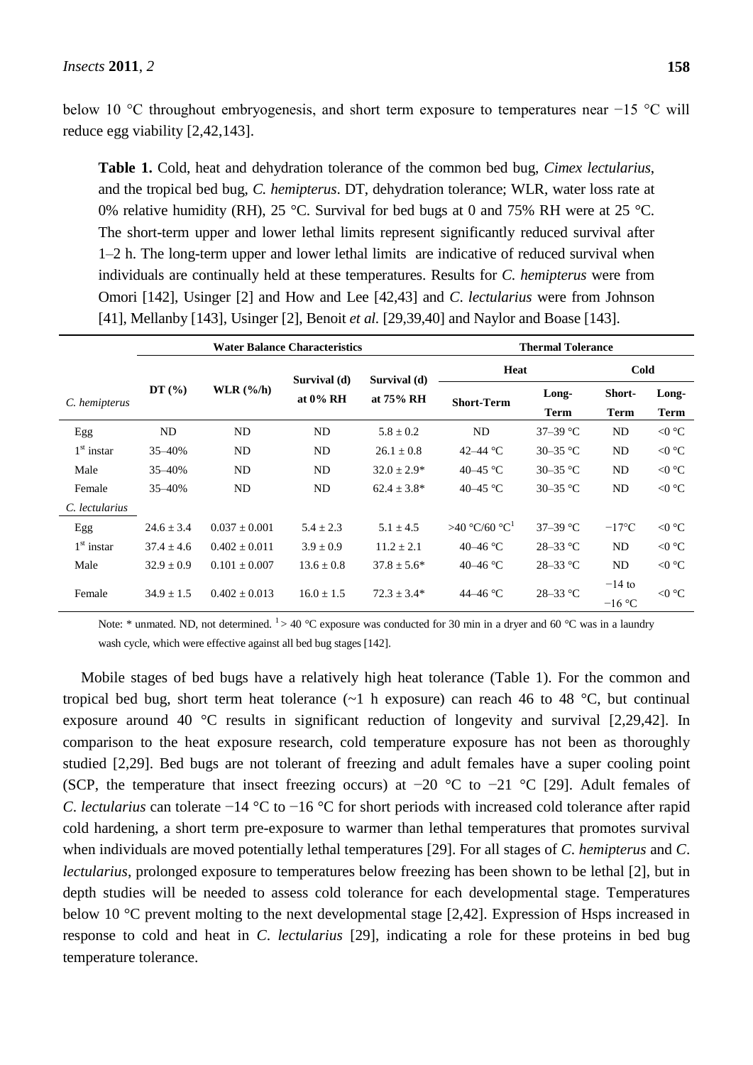below 10 °C throughout embryogenesis, and short term exposure to temperatures near −15 °C will reduce egg viability [2,42,143].

**Table 1.** Cold, heat and dehydration tolerance of the common bed bug, *Cimex lectularius*, and the tropical bed bug, *C. hemipterus*. DT, dehydration tolerance; WLR, water loss rate at 0% relative humidity (RH), 25 °C. Survival for bed bugs at 0 and 75% RH were at 25 °C. The short-term upper and lower lethal limits represent significantly reduced survival after 1–2 h. The long-term upper and lower lethal limits are indicative of reduced survival when individuals are continually held at these temperatures. Results for *C. hemipterus* were from Omori [142], Usinger [2] and How and Lee [42,43] and *C. lectularius* were from Johnson [41], Mellanby [143], Usinger [2], Benoit *et al.* [29,39,40] and Naylor and Boase [143].

| | Water Balance Characteristics | | | | Thermal Tolerance | | | |
|---|---|---|---|---|---|---|---|---|
| | | | | | Heat | | Cold | |
| *C. hemipterus* | DT (%) | WLR (%/h) | Survival (d) at 0% RH | Survival (d) at 75% RH | Short-Term | Long-Term | Short-Term | Long-Term |
| Egg | ND | ND | ND | 5.8 ± 0.2 | ND | 37–39 °C | ND | <0 °C |
| 1st instar | 35–40% | ND | ND | 26.1 ± 0.8 | 42–44 °C | 30–35 °C | ND | <0 °C |
| Male | 35–40% | ND | ND | 32.0 ± 2.9* | 40–45 °C | 30–35 °C | ND | <0 °C |
| Female | 35–40% | ND | ND | 62.4 ± 3.8* | 40–45 °C | 30–35 °C | ND | <0 °C |
| *C. lectularius* | | | | | | | | |
| Egg | 24.6 ± 3.4 | 0.037 ± 0.001 | 5.4 ± 2.3 | 5.1 ± 4.5 | >40 °C/60 °C[1] | 37–39 °C | −17°C | <0 °C |
| 1st instar | 37.4 ± 4.6 | 0.402 ± 0.011 | 3.9 ± 0.9 | 11.2 ± 2.1 | 40–46 °C | 28–33 °C | ND | <0 °C |
| Male | 32.9 ± 0.9 | 0.101 ± 0.007 | 13.6 ± 0.8 | 37.8 ± 5.6* | 40–46 °C | 28–33 °C | ND | <0 °C |
| Female | 34.9 ± 1.5 | 0.402 ± 0.013 | 16.0 ± 1.5 | 72.3 ± 3.4* | 44–46 °C | 28–33 °C | −14 to −16 °C | <0 °C |

Note: * unmated. ND, not determined. [1] > 40 °C exposure was conducted for 30 min in a dryer and 60 °C was in a laundry wash cycle, which were effective against all bed bug stages [142].

Mobile stages of bed bugs have a relatively high heat tolerance (Table 1). For the common and tropical bed bug, short term heat tolerance (~1 h exposure) can reach 46 to 48 °C, but continual exposure around 40 °C results in significant reduction of longevity and survival [2,29,42]. In comparison to the heat exposure research, cold temperature exposure has not been as thoroughly studied [2,29]. Bed bugs are not tolerant of freezing and adult females have a super cooling point (SCP, the temperature that insect freezing occurs) at −20 °C to −21 °C [29]. Adult females of *C. lectularius* can tolerate −14 °C to −16 °C for short periods with increased cold tolerance after rapid cold hardening, a short term pre-exposure to warmer than lethal temperatures that promotes survival when individuals are moved potentially lethal temperatures [29]. For all stages of *C. hemipterus* and *C. lectularius*, prolonged exposure to temperatures below freezing has been shown to be lethal [2], but in depth studies will be needed to assess cold tolerance for each developmental stage. Temperatures below 10 °C prevent molting to the next developmental stage [2,42]. Expression of Hsps increased in response to cold and heat in *C. lectularius* [29], indicating a role for these proteins in bed bug temperature tolerance.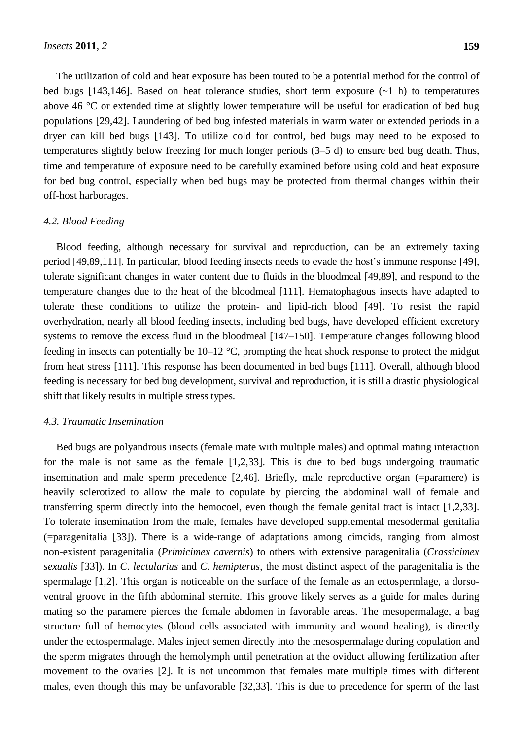The utilization of cold and heat exposure has been touted to be a potential method for the control of bed bugs [143,146]. Based on heat tolerance studies, short term exposure (~1 h) to temperatures above 46 °C or extended time at slightly lower temperature will be useful for eradication of bed bug populations [29,42]. Laundering of bed bug infested materials in warm water or extended periods in a dryer can kill bed bugs [143]. To utilize cold for control, bed bugs may need to be exposed to temperatures slightly below freezing for much longer periods (3–5 d) to ensure bed bug death. Thus, time and temperature of exposure need to be carefully examined before using cold and heat exposure for bed bug control, especially when bed bugs may be protected from thermal changes within their off-host harborages.

### *4.2. Blood Feeding*

Blood feeding, although necessary for survival and reproduction, can be an extremely taxing period [49,89,111]. In particular, blood feeding insects needs to evade the host's immune response [49], tolerate significant changes in water content due to fluids in the bloodmeal [49,89], and respond to the temperature changes due to the heat of the bloodmeal [111]. Hematophagous insects have adapted to tolerate these conditions to utilize the protein- and lipid-rich blood [49]. To resist the rapid overhydration, nearly all blood feeding insects, including bed bugs, have developed efficient excretory systems to remove the excess fluid in the bloodmeal [147–150]. Temperature changes following blood feeding in insects can potentially be 10–12 °C, prompting the heat shock response to protect the midgut from heat stress [111]. This response has been documented in bed bugs [111]. Overall, although blood feeding is necessary for bed bug development, survival and reproduction, it is still a drastic physiological shift that likely results in multiple stress types.

### *4.3. Traumatic Insemination*

Bed bugs are polyandrous insects (female mate with multiple males) and optimal mating interaction for the male is not same as the female [1,2,33]. This is due to bed bugs undergoing traumatic insemination and male sperm precedence [2,46]. Briefly, male reproductive organ (=paramere) is heavily sclerotized to allow the male to copulate by piercing the abdominal wall of female and transferring sperm directly into the hemocoel, even though the female genital tract is intact [1,2,33]. To tolerate insemination from the male, females have developed supplemental mesodermal genitalia (=paragenitalia [33]). There is a wide-range of adaptations among cimcids, ranging from almost non-existent paragenitalia (*Primicimex cavernis*) to others with extensive paragenitalia (*Crassicimex sexualis* [33]). In *C. lectularius* and *C. hemipterus*, the most distinct aspect of the paragenitalia is the spermalage [1,2]. This organ is noticeable on the surface of the female as an ectospermlage, a dorso-ventral groove in the fifth abdominal sternite. This groove likely serves as a guide for males during mating so the paramere pierces the female abdomen in favorable areas. The mesopermalage, a bag structure full of hemocytes (blood cells associated with immunity and wound healing), is directly under the ectospermalage. Males inject semen directly into the mesospermalage during copulation and the sperm migrates through the hemolymph until penetration at the oviduct allowing fertilization after movement to the ovaries [2]. It is not uncommon that females mate multiple times with different males, even though this may be unfavorable [32,33]. This is due to precedence for sperm of the last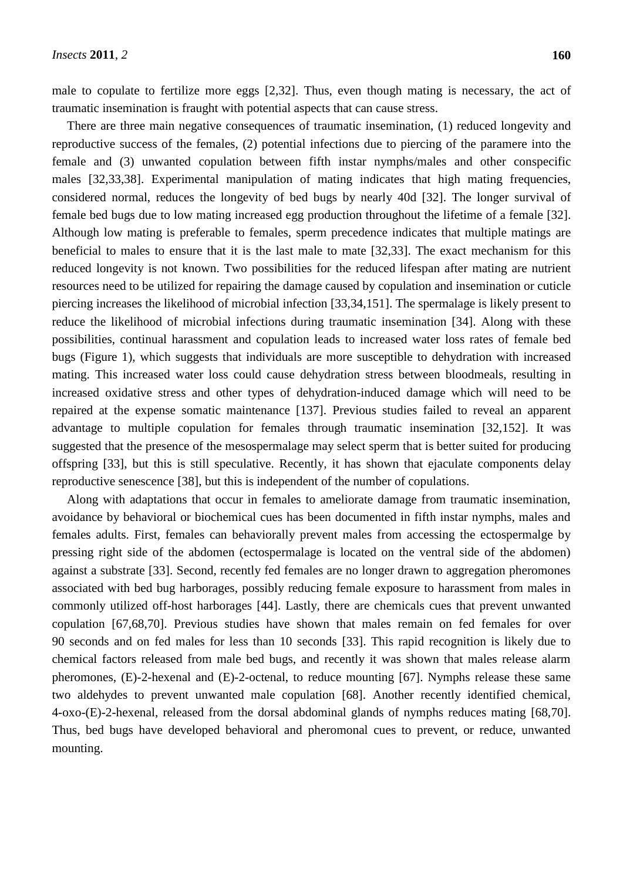male to copulate to fertilize more eggs [2,32]. Thus, even though mating is necessary, the act of traumatic insemination is fraught with potential aspects that can cause stress.

There are three main negative consequences of traumatic insemination, (1) reduced longevity and reproductive success of the females, (2) potential infections due to piercing of the paramere into the female and (3) unwanted copulation between fifth instar nymphs/males and other conspecific males [32,33,38]. Experimental manipulation of mating indicates that high mating frequencies, considered normal, reduces the longevity of bed bugs by nearly 40d [32]. The longer survival of female bed bugs due to low mating increased egg production throughout the lifetime of a female [32]. Although low mating is preferable to females, sperm precedence indicates that multiple matings are beneficial to males to ensure that it is the last male to mate [32,33]. The exact mechanism for this reduced longevity is not known. Two possibilities for the reduced lifespan after mating are nutrient resources need to be utilized for repairing the damage caused by copulation and insemination or cuticle piercing increases the likelihood of microbial infection [33,34,151]. The spermalage is likely present to reduce the likelihood of microbial infections during traumatic insemination [34]. Along with these possibilities, continual harassment and copulation leads to increased water loss rates of female bed bugs (Figure 1), which suggests that individuals are more susceptible to dehydration with increased mating. This increased water loss could cause dehydration stress between bloodmeals, resulting in increased oxidative stress and other types of dehydration-induced damage which will need to be repaired at the expense somatic maintenance [137]. Previous studies failed to reveal an apparent advantage to multiple copulation for females through traumatic insemination [32,152]. It was suggested that the presence of the mesospermalage may select sperm that is better suited for producing offspring [33], but this is still speculative. Recently, it has shown that ejaculate components delay reproductive senescence [38], but this is independent of the number of copulations.

Along with adaptations that occur in females to ameliorate damage from traumatic insemination, avoidance by behavioral or biochemical cues has been documented in fifth instar nymphs, males and females adults. First, females can behaviorally prevent males from accessing the ectospermalge by pressing right side of the abdomen (ectospermalage is located on the ventral side of the abdomen) against a substrate [33]. Second, recently fed females are no longer drawn to aggregation pheromones associated with bed bug harborages, possibly reducing female exposure to harassment from males in commonly utilized off-host harborages [44]. Lastly, there are chemicals cues that prevent unwanted copulation [67,68,70]. Previous studies have shown that males remain on fed females for over 90 seconds and on fed males for less than 10 seconds [33]. This rapid recognition is likely due to chemical factors released from male bed bugs, and recently it was shown that males release alarm pheromones, (E)-2-hexenal and (E)-2-octenal, to reduce mounting [67]. Nymphs release these same two aldehydes to prevent unwanted male copulation [68]. Another recently identified chemical, 4-oxo-(E)-2-hexenal, released from the dorsal abdominal glands of nymphs reduces mating [68,70]. Thus, bed bugs have developed behavioral and pheromonal cues to prevent, or reduce, unwanted mounting.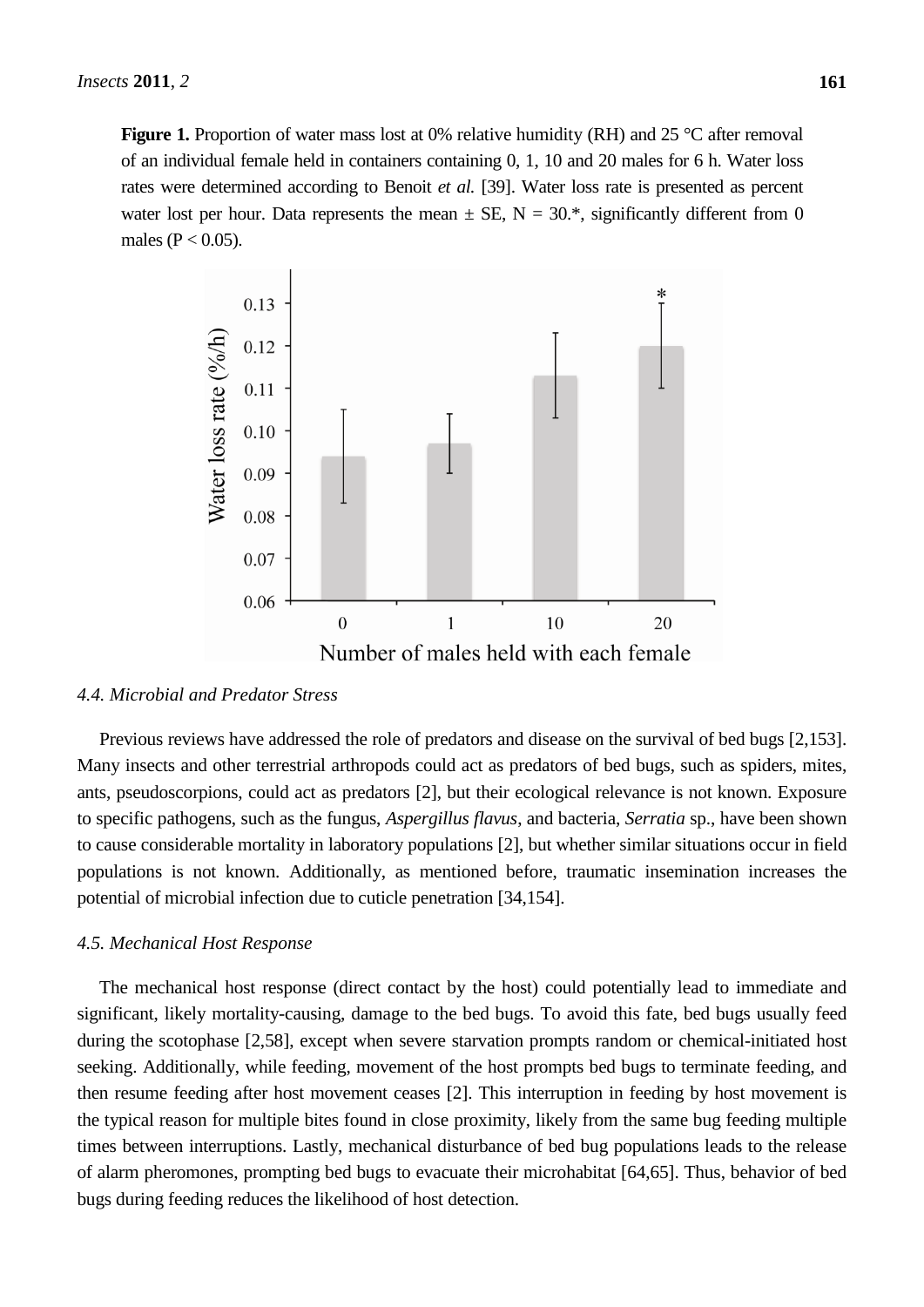**Figure 1.** Proportion of water mass lost at 0% relative humidity (RH) and 25 °C after removal of an individual female held in containers containing 0, 1, 10 and 20 males for 6 h. Water loss rates were determined according to Benoit *et al.* [39]. Water loss rate is presented as percent water lost per hour. Data represents the mean ± SE, N = 30.*, significantly different from 0 males ($P < 0.05$).

### 4.4. Microbial and Predator Stress

Previous reviews have addressed the role of predators and disease on the survival of bed bugs [2,153]. Many insects and other terrestrial arthropods could act as predators of bed bugs, such as spiders, mites, ants, pseudoscorpions, could act as predators [2], but their ecological relevance is not known. Exposure to specific pathogens, such as the fungus, *Aspergillus flavus*, and bacteria, *Serratia* sp., have been shown to cause considerable mortality in laboratory populations [2], but whether similar situations occur in field populations is not known. Additionally, as mentioned before, traumatic insemination increases the potential of microbial infection due to cuticle penetration [34,154].

### 4.5. Mechanical Host Response

The mechanical host response (direct contact by the host) could potentially lead to immediate and significant, likely mortality-causing, damage to the bed bugs. To avoid this fate, bed bugs usually feed during the scotophase [2,58], except when severe starvation prompts random or chemical-initiated host seeking. Additionally, while feeding, movement of the host prompts bed bugs to terminate feeding, and then resume feeding after host movement ceases [2]. This interruption in feeding by host movement is the typical reason for multiple bites found in close proximity, likely from the same bug feeding multiple times between interruptions. Lastly, mechanical disturbance of bed bug populations leads to the release of alarm pheromones, prompting bed bugs to evacuate their microhabitat [64,65]. Thus, behavior of bed bugs during feeding reduces the likelihood of host detection.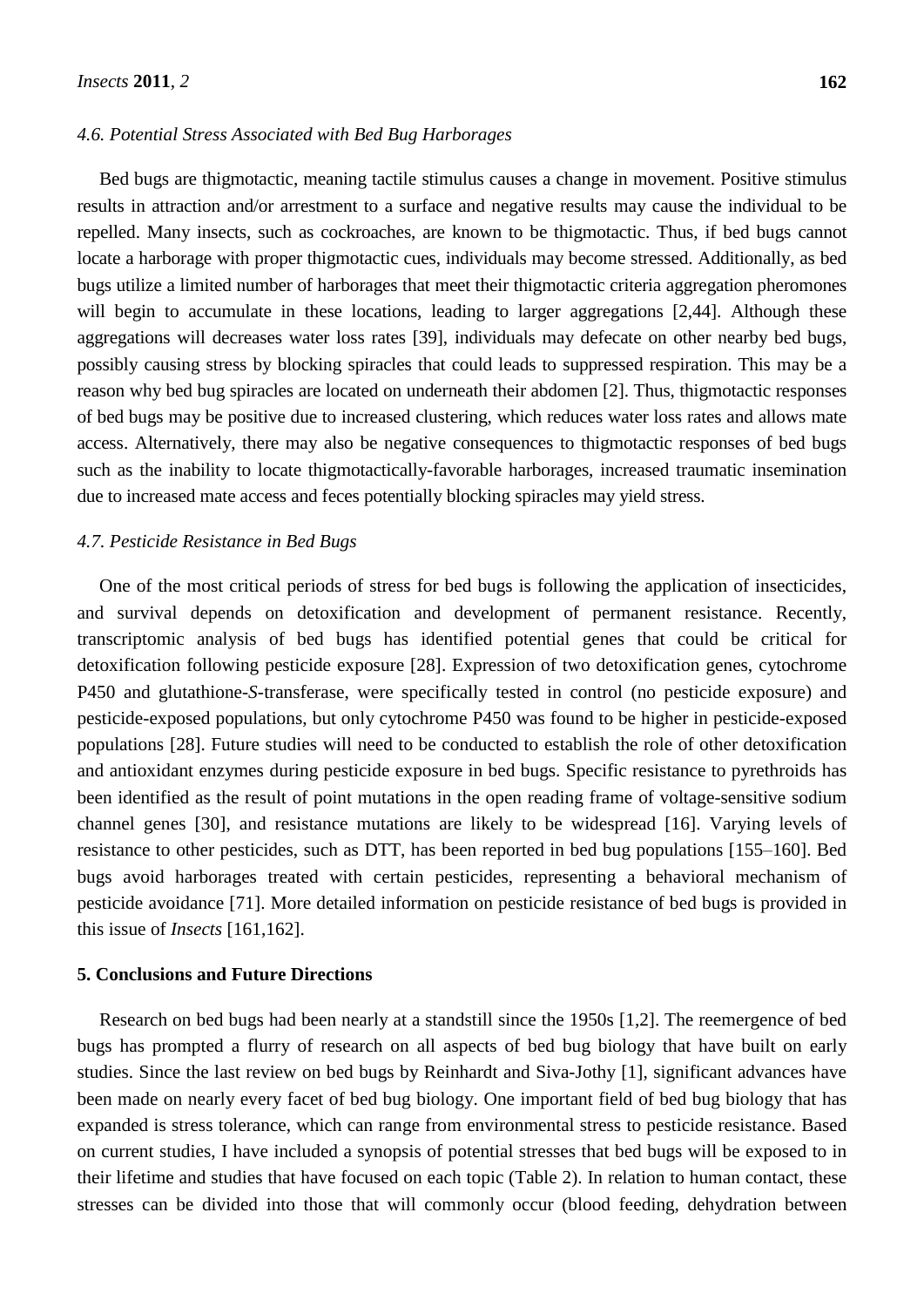### *4.6. Potential Stress Associated with Bed Bug Harborages*

Bed bugs are thigmotactic, meaning tactile stimulus causes a change in movement. Positive stimulus results in attraction and/or arrestment to a surface and negative results may cause the individual to be repelled. Many insects, such as cockroaches, are known to be thigmotactic. Thus, if bed bugs cannot locate a harborage with proper thigmotactic cues, individuals may become stressed. Additionally, as bed bugs utilize a limited number of harborages that meet their thigmotactic criteria aggregation pheromones will begin to accumulate in these locations, leading to larger aggregations [2,44]. Although these aggregations will decreases water loss rates [39], individuals may defecate on other nearby bed bugs, possibly causing stress by blocking spiracles that could leads to suppressed respiration. This may be a reason why bed bug spiracles are located on underneath their abdomen [2]. Thus, thigmotactic responses of bed bugs may be positive due to increased clustering, which reduces water loss rates and allows mate access. Alternatively, there may also be negative consequences to thigmotactic responses of bed bugs such as the inability to locate thigmotactically-favorable harborages, increased traumatic insemination due to increased mate access and feces potentially blocking spiracles may yield stress.

### *4.7. Pesticide Resistance in Bed Bugs*

One of the most critical periods of stress for bed bugs is following the application of insecticides, and survival depends on detoxification and development of permanent resistance. Recently, transcriptomic analysis of bed bugs has identified potential genes that could be critical for detoxification following pesticide exposure [28]. Expression of two detoxification genes, cytochrome P450 and glutathione-*S*-transferase, were specifically tested in control (no pesticide exposure) and pesticide-exposed populations, but only cytochrome P450 was found to be higher in pesticide-exposed populations [28]. Future studies will need to be conducted to establish the role of other detoxification and antioxidant enzymes during pesticide exposure in bed bugs. Specific resistance to pyrethroids has been identified as the result of point mutations in the open reading frame of voltage-sensitive sodium channel genes [30], and resistance mutations are likely to be widespread [16]. Varying levels of resistance to other pesticides, such as DTT, has been reported in bed bug populations [155–160]. Bed bugs avoid harborages treated with certain pesticides, representing a behavioral mechanism of pesticide avoidance [71]. More detailed information on pesticide resistance of bed bugs is provided in this issue of *Insects* [161,162].

## 5. Conclusions and Future Directions

Research on bed bugs had been nearly at a standstill since the 1950s [1,2]. The reemergence of bed bugs has prompted a flurry of research on all aspects of bed bug biology that have built on early studies. Since the last review on bed bugs by Reinhardt and Siva-Jothy [1], significant advances have been made on nearly every facet of bed bug biology. One important field of bed bug biology that has expanded is stress tolerance, which can range from environmental stress to pesticide resistance. Based on current studies, I have included a synopsis of potential stresses that bed bugs will be exposed to in their lifetime and studies that have focused on each topic (Table 2). In relation to human contact, these stresses can be divided into those that will commonly occur (blood feeding, dehydration between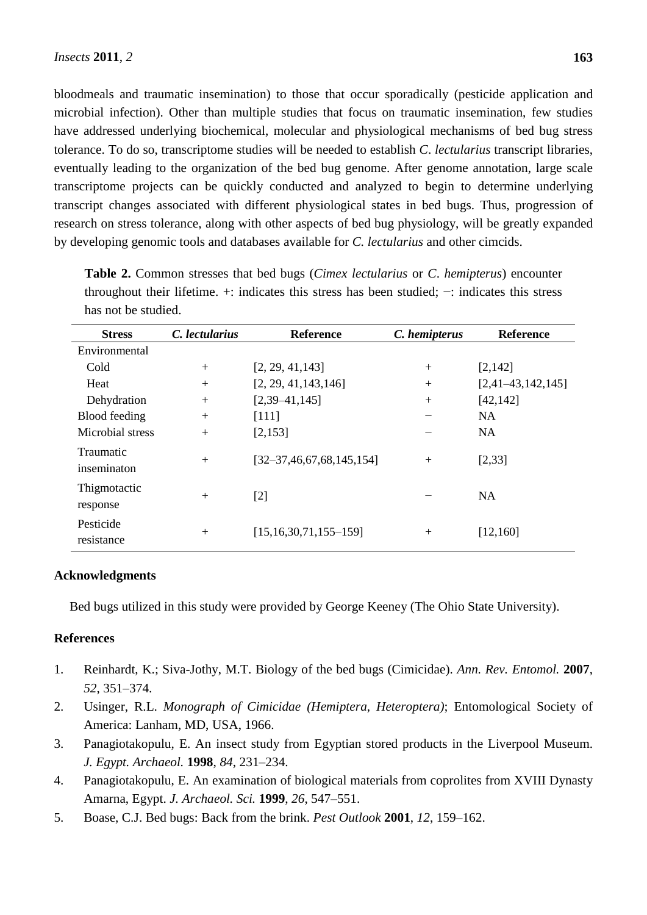bloodmeals and traumatic insemination) to those that occur sporadically (pesticide application and microbial infection). Other than multiple studies that focus on traumatic insemination, few studies have addressed underlying biochemical, molecular and physiological mechanisms of bed bug stress tolerance. To do so, transcriptome studies will be needed to establish *C*. *lectularius* transcript libraries, eventually leading to the organization of the bed bug genome. After genome annotation, large scale transcriptome projects can be quickly conducted and analyzed to begin to determine underlying transcript changes associated with different physiological states in bed bugs. Thus, progression of research on stress tolerance, along with other aspects of bed bug physiology, will be greatly expanded by developing genomic tools and databases available for *C. lectularius* and other cimcids.

**Table 2.** Common stresses that bed bugs (*Cimex lectularius* or *C*. *hemipterus*) encounter throughout their lifetime. +: indicates this stress has been studied; −: indicates this stress has not be studied.

| Stress | *C. lectularius* | Reference | *C. hemipterus* | Reference |
|---|---|---|---|---|
| Environmental | | | | |
| Cold | + | [2, 29, 41,143] | + | [2,142] |
| Heat | + | [2, 29, 41,143,146] | + | [2,41–43,142,145] |
| Dehydration | + | [2,39–41,145] | + | [42,142] |
| Blood feeding | + | [111] | − | NA |
| Microbial stress | + | [2,153] | − | NA |
| Traumatic inseminaton | + | [32–37,46,67,68,145,154] | + | [2,33] |
| Thigmotactic response | + | [2] | − | NA |
| Pesticide resistance | + | [15,16,30,71,155–159] | + | [12,160] |

## Acknowledgments

Bed bugs utilized in this study were provided by George Keeney (The Ohio State University).

## References

1. Reinhardt, K.; Siva-Jothy, M.T. Biology of the bed bugs (Cimicidae). *Ann. Rev. Entomol.* **2007**, *52*, 351–374.
2. Usinger, R.L. *Monograph of Cimicidae (Hemiptera*, *Heteroptera)*; Entomological Society of America: Lanham, MD, USA, 1966.
3. Panagiotakopulu, E. An insect study from Egyptian stored products in the Liverpool Museum. *J. Egypt. Archaeol.* **1998**, *84*, 231–234.
4. Panagiotakopulu, E. An examination of biological materials from coprolites from XVIII Dynasty Amarna, Egypt. *J. Archaeol. Sci.* **1999**, *26*, 547–551.
5. Boase, C.J. Bed bugs: Back from the brink. *Pest Outlook* **2001**, *12*, 159–162.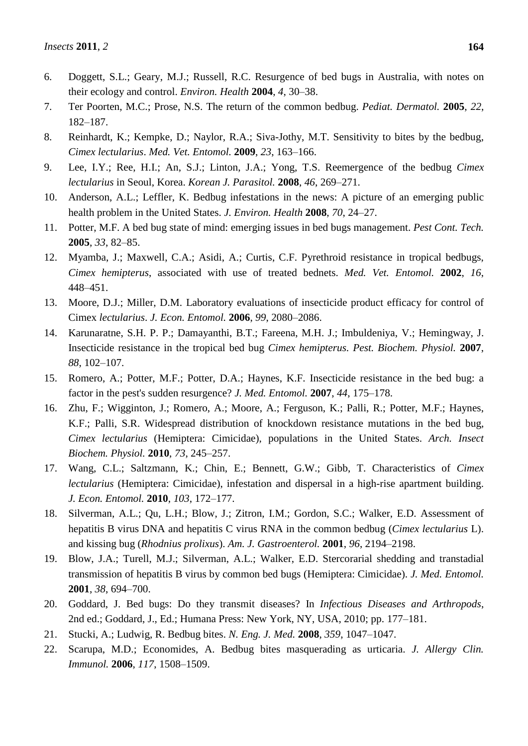6. Doggett, S.L.; Geary, M.J.; Russell, R.C. Resurgence of bed bugs in Australia, with notes on their ecology and control. *Environ. Health* **2004**, *4*, 30–38.
7. Ter Poorten, M.C.; Prose, N.S. The return of the common bedbug. *Pediat. Dermatol.* **2005**, *22*, 182–187.
8. Reinhardt, K.; Kempke, D.; Naylor, R.A.; Siva-Jothy, M.T. Sensitivity to bites by the bedbug, *Cimex lectularius*. *Med. Vet. Entomol.* **2009**, *23*, 163–166.
9. Lee, I.Y.; Ree, H.I.; An, S.J.; Linton, J.A.; Yong, T.S. Reemergence of the bedbug *Cimex lectularius* in Seoul, Korea. *Korean J. Parasitol.* **2008**, *46*, 269–271.
10. Anderson, A.L.; Leffler, K. Bedbug infestations in the news: A picture of an emerging public health problem in the United States. *J. Environ. Health* **2008**, *70*, 24–27.
11. Potter, M.F. A bed bug state of mind: emerging issues in bed bugs management. *Pest Cont. Tech.* **2005**, *33*, 82–85.
12. Myamba, J.; Maxwell, C.A.; Asidi, A.; Curtis, C.F. Pyrethroid resistance in tropical bedbugs, *Cimex hemipterus*, associated with use of treated bednets. *Med. Vet. Entomol.* **2002**, *16*, 448–451.
13. Moore, D.J.; Miller, D.M. Laboratory evaluations of insecticide product efficacy for control of Cimex *lectularius*. *J. Econ. Entomol.* **2006**, *99*, 2080–2086.
14. Karunaratne, S.H. P. P.; Damayanthi, B.T.; Fareena, M.H. J.; Imbuldeniya, V.; Hemingway, J. Insecticide resistance in the tropical bed bug *Cimex hemipterus*. *Pest. Biochem. Physiol.* **2007**, *88*, 102–107.
15. Romero, A.; Potter, M.F.; Potter, D.A.; Haynes, K.F. Insecticide resistance in the bed bug: a factor in the pest's sudden resurgence? *J. Med. Entomol.* **2007**, *44*, 175–178.
16. Zhu, F.; Wigginton, J.; Romero, A.; Moore, A.; Ferguson, K.; Palli, R.; Potter, M.F.; Haynes, K.F.; Palli, S.R. Widespread distribution of knockdown resistance mutations in the bed bug, *Cimex lectularius* (Hemiptera: Cimicidae), populations in the United States. *Arch. Insect Biochem. Physiol.* **2010**, *73*, 245–257.
17. Wang, C.L.; Saltzmann, K.; Chin, E.; Bennett, G.W.; Gibb, T. Characteristics of *Cimex lectularius* (Hemiptera: Cimicidae), infestation and dispersal in a high-rise apartment building. *J. Econ. Entomol.* **2010**, *103*, 172–177.
18. Silverman, A.L.; Qu, L.H.; Blow, J.; Zitron, I.M.; Gordon, S.C.; Walker, E.D. Assessment of hepatitis B virus DNA and hepatitis C virus RNA in the common bedbug (*Cimex lectularius* L). and kissing bug (*Rhodnius prolixus*). *Am. J. Gastroenterol.* **2001**, *96*, 2194–2198.
19. Blow, J.A.; Turell, M.J.; Silverman, A.L.; Walker, E.D. Stercorarial shedding and transtadial transmission of hepatitis B virus by common bed bugs (Hemiptera: Cimicidae). *J. Med. Entomol.* **2001**, *38*, 694–700.
20. Goddard, J. Bed bugs: Do they transmit diseases? In *Infectious Diseases and Arthropods*, 2nd ed.; Goddard, J., Ed.; Humana Press: New York, NY, USA, 2010; pp. 177–181.
21. Stucki, A.; Ludwig, R. Bedbug bites. *N. Eng. J. Med.* **2008**, *359*, 1047–1047.
22. Scarupa, M.D.; Economides, A. Bedbug bites masquerading as urticaria. *J. Allergy Clin. Immunol.* **2006**, *117*, 1508–1509.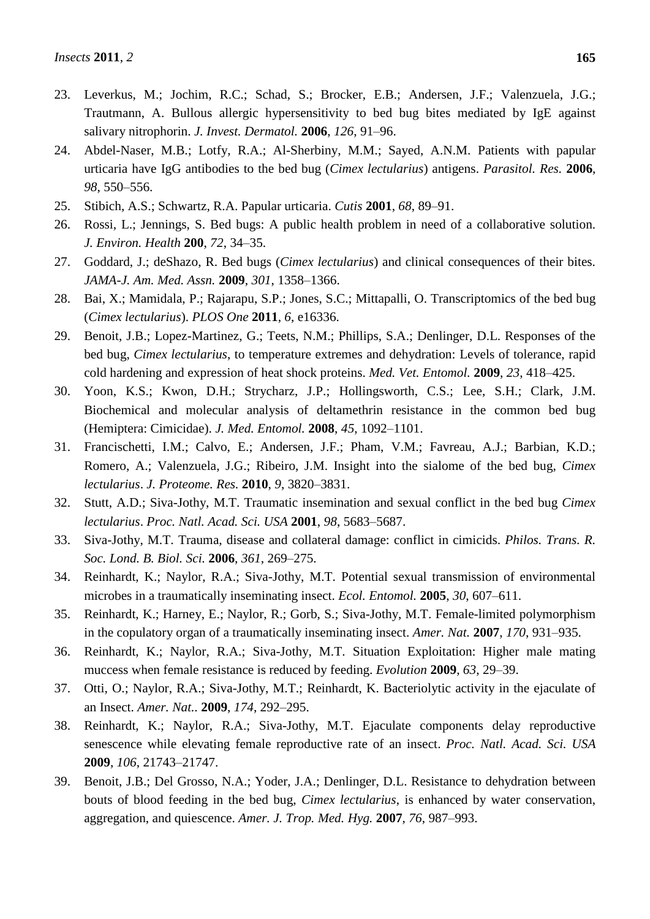23. Leverkus, M.; Jochim, R.C.; Schad, S.; Brocker, E.B.; Andersen, J.F.; Valenzuela, J.G.; Trautmann, A. Bullous allergic hypersensitivity to bed bug bites mediated by IgE against salivary nitrophorin. *J. Invest. Dermatol.* **2006**, *126*, 91–96.
24. Abdel-Naser, M.B.; Lotfy, R.A.; Al-Sherbiny, M.M.; Sayed, A.N.M. Patients with papular urticaria have IgG antibodies to the bed bug (*Cimex lectularius*) antigens. *Parasitol. Res.* **2006**, *98*, 550–556.
25. Stibich, A.S.; Schwartz, R.A. Papular urticaria. *Cutis* **2001**, *68*, 89–91.
26. Rossi, L.; Jennings, S. Bed bugs: A public health problem in need of a collaborative solution. *J. Environ. Health* **200**, *72*, 34–35.
27. Goddard, J.; deShazo, R. Bed bugs (*Cimex lectularius*) and clinical consequences of their bites. *JAMA-J. Am. Med. Assn.* **2009**, *301*, 1358–1366.
28. Bai, X.; Mamidala, P.; Rajarapu, S.P.; Jones, S.C.; Mittapalli, O. Transcriptomics of the bed bug (*Cimex lectularius*). *PLOS One* **2011**, *6*, e16336.
29. Benoit, J.B.; Lopez-Martinez, G.; Teets, N.M.; Phillips, S.A.; Denlinger, D.L. Responses of the bed bug, *Cimex lectularius*, to temperature extremes and dehydration: Levels of tolerance, rapid cold hardening and expression of heat shock proteins. *Med. Vet. Entomol.* **2009**, *23*, 418–425.
30. Yoon, K.S.; Kwon, D.H.; Strycharz, J.P.; Hollingsworth, C.S.; Lee, S.H.; Clark, J.M. Biochemical and molecular analysis of deltamethrin resistance in the common bed bug (Hemiptera: Cimicidae). *J. Med. Entomol.* **2008**, *45*, 1092–1101.
31. Francischetti, I.M.; Calvo, E.; Andersen, J.F.; Pham, V.M.; Favreau, A.J.; Barbian, K.D.; Romero, A.; Valenzuela, J.G.; Ribeiro, J.M. Insight into the sialome of the bed bug, *Cimex lectularius*. *J. Proteome. Res.* **2010**, *9*, 3820–3831.
32. Stutt, A.D.; Siva-Jothy, M.T. Traumatic insemination and sexual conflict in the bed bug *Cimex lectularius*. *Proc. Natl. Acad. Sci. USA* **2001**, *98*, 5683–5687.
33. Siva-Jothy, M.T. Trauma, disease and collateral damage: conflict in cimicids. *Philos. Trans. R. Soc. Lond. B. Biol. Sci.* **2006**, *361*, 269–275.
34. Reinhardt, K.; Naylor, R.A.; Siva-Jothy, M.T. Potential sexual transmission of environmental microbes in a traumatically inseminating insect. *Ecol. Entomol.* **2005**, *30*, 607–611.
35. Reinhardt, K.; Harney, E.; Naylor, R.; Gorb, S.; Siva-Jothy, M.T. Female-limited polymorphism in the copulatory organ of a traumatically inseminating insect. *Amer. Nat.* **2007**, *170*, 931–935.
36. Reinhardt, K.; Naylor, R.A.; Siva-Jothy, M.T. Situation Exploitation: Higher male mating muccess when female resistance is reduced by feeding. *Evolution* **2009**, *63*, 29–39.
37. Otti, O.; Naylor, R.A.; Siva-Jothy, M.T.; Reinhardt, K. Bacteriolytic activity in the ejaculate of an Insect. *Amer. Nat..* **2009**, *174*, 292–295.
38. Reinhardt, K.; Naylor, R.A.; Siva-Jothy, M.T. Ejaculate components delay reproductive senescence while elevating female reproductive rate of an insect. *Proc. Natl. Acad. Sci. USA* **2009**, *106*, 21743–21747.
39. Benoit, J.B.; Del Grosso, N.A.; Yoder, J.A.; Denlinger, D.L. Resistance to dehydration between bouts of blood feeding in the bed bug, *Cimex lectularius*, is enhanced by water conservation, aggregation, and quiescence. *Amer. J. Trop. Med. Hyg.* **2007**, *76*, 987–993.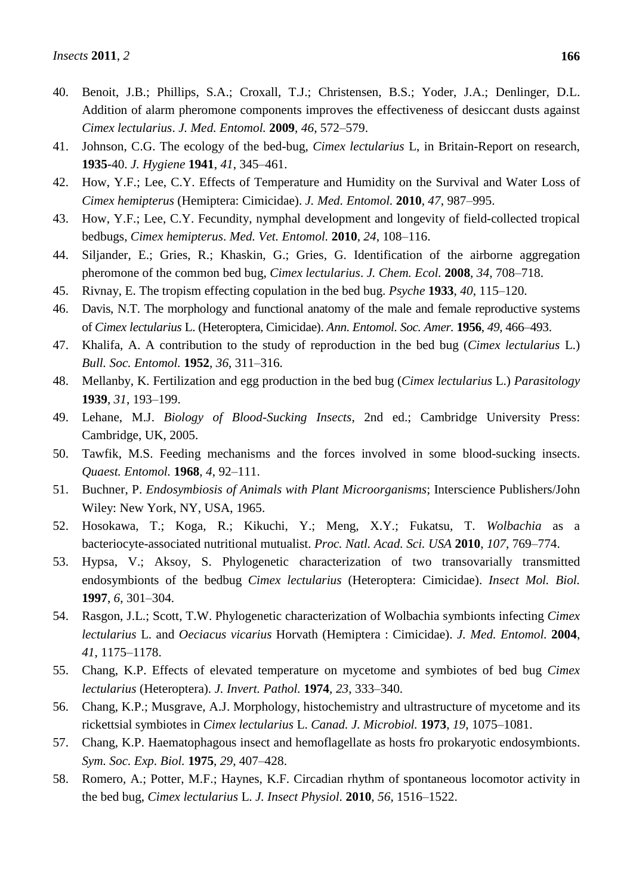40. Benoit, J.B.; Phillips, S.A.; Croxall, T.J.; Christensen, B.S.; Yoder, J.A.; Denlinger, D.L. Addition of alarm pheromone components improves the effectiveness of desiccant dusts against *Cimex lectularius*. *J. Med. Entomol.* **2009**, *46*, 572–579.
41. Johnson, C.G. The ecology of the bed-bug, *Cimex lectularius* L, in Britain-Report on research, **1935**-40. *J. Hygiene* **1941**, *41*, 345–461.
42. How, Y.F.; Lee, C.Y. Effects of Temperature and Humidity on the Survival and Water Loss of *Cimex hemipterus* (Hemiptera: Cimicidae). *J. Med. Entomol.* **2010**, *47*, 987–995.
43. How, Y.F.; Lee, C.Y. Fecundity, nymphal development and longevity of field-collected tropical bedbugs, *Cimex hemipterus*. *Med. Vet. Entomol.* **2010**, *24*, 108–116.
44. Siljander, E.; Gries, R.; Khaskin, G.; Gries, G. Identification of the airborne aggregation pheromone of the common bed bug, *Cimex lectularius*. *J. Chem. Ecol.* **2008**, *34*, 708–718.
45. Rivnay, E. The tropism effecting copulation in the bed bug. *Psyche* **1933**, *40*, 115–120.
46. Davis, N.T. The morphology and functional anatomy of the male and female reproductive systems of *Cimex lectularius* L. (Heteroptera, Cimicidae). *Ann. Entomol. Soc. Amer.* **1956**, *49*, 466–493.
47. Khalifa, A. A contribution to the study of reproduction in the bed bug (*Cimex lectularius* L.) *Bull. Soc. Entomol.* **1952**, *36*, 311–316.
48. Mellanby, K. Fertilization and egg production in the bed bug (*Cimex lectularius* L.) *Parasitology* **1939**, *31*, 193–199.
49. Lehane, M.J. *Biology of Blood-Sucking Insects*, 2nd ed.; Cambridge University Press: Cambridge, UK, 2005.
50. Tawfik, M.S. Feeding mechanisms and the forces involved in some blood-sucking insects. *Quaest. Entomol.* **1968**, *4*, 92–111.
51. Buchner, P. *Endosymbiosis of Animals with Plant Microorganisms*; Interscience Publishers/John Wiley: New York, NY, USA, 1965.
52. Hosokawa, T.; Koga, R.; Kikuchi, Y.; Meng, X.Y.; Fukatsu, T. *Wolbachia* as a bacteriocyte-associated nutritional mutualist. *Proc. Natl. Acad. Sci. USA* **2010**, *107*, 769–774.
53. Hypsa, V.; Aksoy, S. Phylogenetic characterization of two transovarially transmitted endosymbionts of the bedbug *Cimex lectularius* (Heteroptera: Cimicidae). *Insect Mol. Biol.* **1997**, *6*, 301–304.
54. Rasgon, J.L.; Scott, T.W. Phylogenetic characterization of Wolbachia symbionts infecting *Cimex lectularius* L. and *Oeciacus vicarius* Horvath (Hemiptera : Cimicidae). *J. Med. Entomol.* **2004**, *41*, 1175–1178.
55. Chang, K.P. Effects of elevated temperature on mycetome and symbiotes of bed bug *Cimex lectularius* (Heteroptera). *J. Invert. Pathol.* **1974**, *23*, 333–340.
56. Chang, K.P.; Musgrave, A.J. Morphology, histochemistry and ultrastructure of mycetome and its rickettsial symbiotes in *Cimex lectularius* L. *Canad. J. Microbiol.* **1973**, *19*, 1075–1081.
57. Chang, K.P. Haematophagous insect and hemoflagellate as hosts fro prokaryotic endosymbionts. *Sym. Soc. Exp. Biol.* **1975**, *29*, 407–428.
58. Romero, A.; Potter, M.F.; Haynes, K.F. Circadian rhythm of spontaneous locomotor activity in the bed bug, *Cimex lectularius* L. *J. Insect Physiol.* **2010**, *56*, 1516–1522.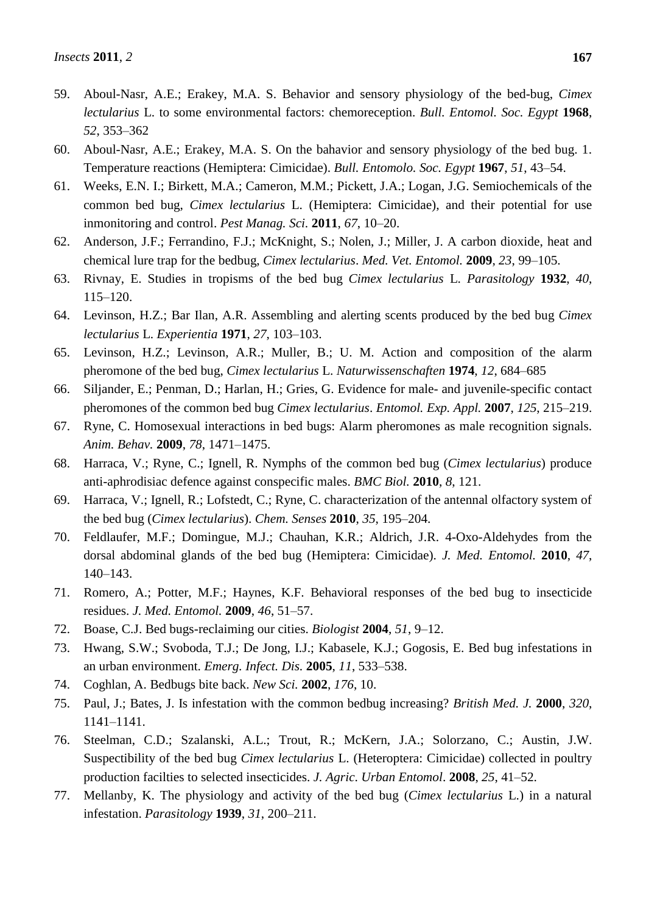59. Aboul-Nasr, A.E.; Erakey, M.A. S. Behavior and sensory physiology of the bed-bug, *Cimex lectularius* L. to some environmental factors: chemoreception. *Bull. Entomol. Soc. Egypt* **1968**, *52*, 353–362
60. Aboul-Nasr, A.E.; Erakey, M.A. S. On the bahavior and sensory physiology of the bed bug. 1. Temperature reactions (Hemiptera: Cimicidae). *Bull. Entomolo. Soc. Egypt* **1967**, *51*, 43–54.
61. Weeks, E.N. I.; Birkett, M.A.; Cameron, M.M.; Pickett, J.A.; Logan, J.G. Semiochemicals of the common bed bug, *Cimex lectularius* L. (Hemiptera: Cimicidae), and their potential for use inmonitoring and control. *Pest Manag. Sci.* **2011**, *67*, 10–20.
62. Anderson, J.F.; Ferrandino, F.J.; McKnight, S.; Nolen, J.; Miller, J. A carbon dioxide, heat and chemical lure trap for the bedbug, *Cimex lectularius*. *Med. Vet. Entomol.* **2009**, *23*, 99–105.
63. Rivnay, E. Studies in tropisms of the bed bug *Cimex lectularius* L. *Parasitology* **1932**, *40*, 115–120.
64. Levinson, H.Z.; Bar Ilan, A.R. Assembling and alerting scents produced by the bed bug *Cimex lectularius* L. *Experientia* **1971**, *27*, 103–103.
65. Levinson, H.Z.; Levinson, A.R.; Muller, B.; U. M. Action and composition of the alarm pheromone of the bed bug, *Cimex lectularius* L. *Naturwissenschaften* **1974**, *12*, 684–685
66. Siljander, E.; Penman, D.; Harlan, H.; Gries, G. Evidence for male- and juvenile-specific contact pheromones of the common bed bug *Cimex lectularius*. *Entomol. Exp. Appl.* **2007**, *125*, 215–219.
67. Ryne, C. Homosexual interactions in bed bugs: Alarm pheromones as male recognition signals. *Anim. Behav.* **2009**, *78*, 1471–1475.
68. Harraca, V.; Ryne, C.; Ignell, R. Nymphs of the common bed bug (*Cimex lectularius*) produce anti-aphrodisiac defence against conspecific males. *BMC Biol.* **2010**, *8*, 121.
69. Harraca, V.; Ignell, R.; Lofstedt, C.; Ryne, C. characterization of the antennal olfactory system of the bed bug (*Cimex lectularius*). *Chem. Senses* **2010**, *35*, 195–204.
70. Feldlaufer, M.F.; Domingue, M.J.; Chauhan, K.R.; Aldrich, J.R. 4-Oxo-Aldehydes from the dorsal abdominal glands of the bed bug (Hemiptera: Cimicidae). *J. Med. Entomol.* **2010**, *47*, 140–143.
71. Romero, A.; Potter, M.F.; Haynes, K.F. Behavioral responses of the bed bug to insecticide residues. *J. Med. Entomol.* **2009**, *46*, 51–57.
72. Boase, C.J. Bed bugs-reclaiming our cities. *Biologist* **2004**, *51*, 9–12.
73. Hwang, S.W.; Svoboda, T.J.; De Jong, I.J.; Kabasele, K.J.; Gogosis, E. Bed bug infestations in an urban environment. *Emerg. Infect. Dis.* **2005**, *11*, 533–538.
74. Coghlan, A. Bedbugs bite back. *New Sci.* **2002**, *176*, 10.
75. Paul, J.; Bates, J. Is infestation with the common bedbug increasing? *British Med. J.* **2000**, *320*, 1141–1141.
76. Steelman, C.D.; Szalanski, A.L.; Trout, R.; McKern, J.A.; Solorzano, C.; Austin, J.W. Suspectibility of the bed bug *Cimex lectularius* L. (Heteroptera: Cimicidae) collected in poultry production facilties to selected insecticides. *J. Agric. Urban Entomol*. **2008**, *25*, 41–52.
77. Mellanby, K. The physiology and activity of the bed bug (*Cimex lectularius* L.) in a natural infestation. *Parasitology* **1939**, *31*, 200–211.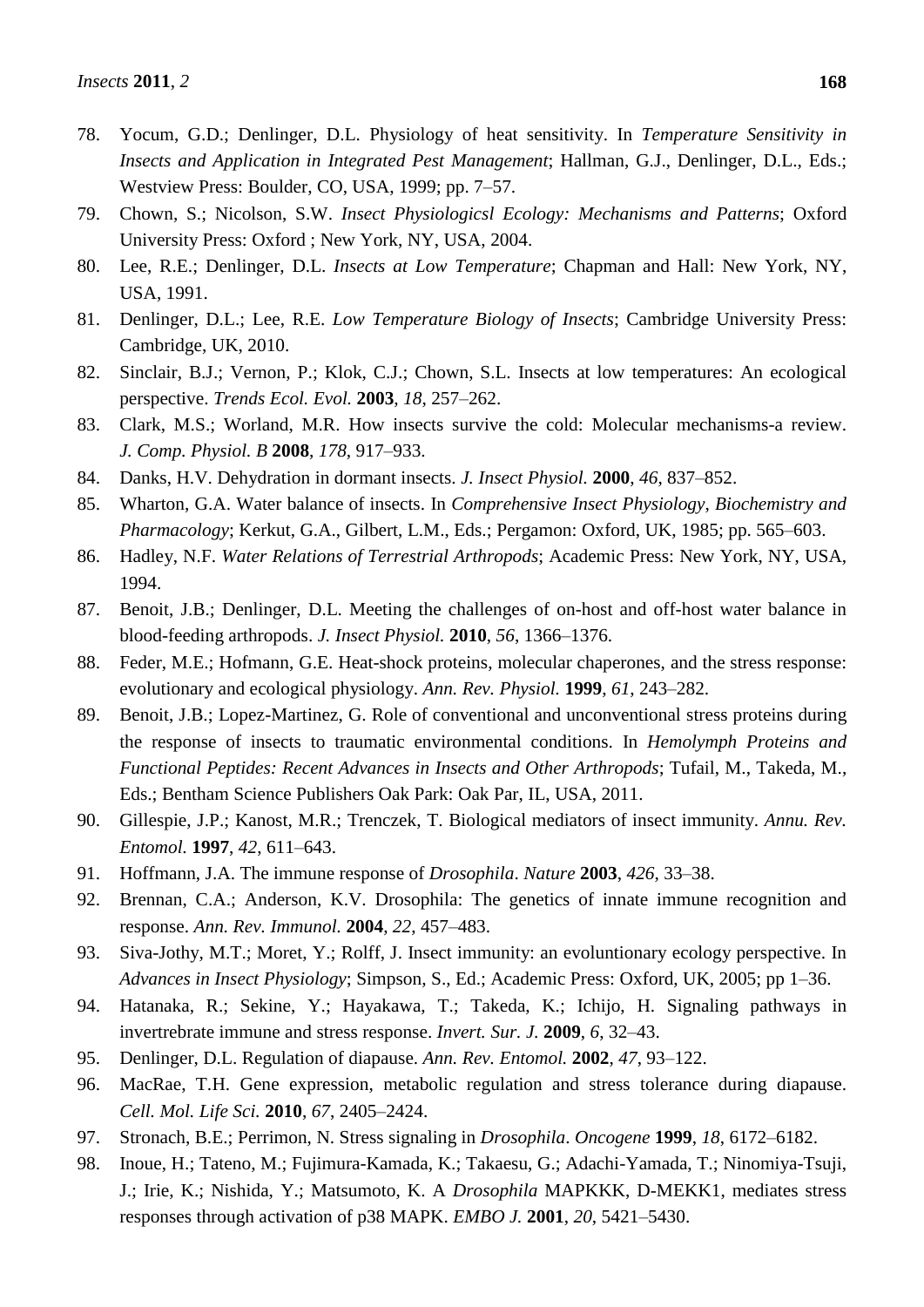78. Yocum, G.D.; Denlinger, D.L. Physiology of heat sensitivity. In *Temperature Sensitivity in Insects and Application in Integrated Pest Management*; Hallman, G.J., Denlinger, D.L., Eds.; Westview Press: Boulder, CO, USA, 1999; pp. 7–57.
79. Chown, S.; Nicolson, S.W. *Insect Physiologicsl Ecology: Mechanisms and Patterns*; Oxford University Press: Oxford ; New York, NY, USA, 2004.
80. Lee, R.E.; Denlinger, D.L. *Insects at Low Temperature*; Chapman and Hall: New York, NY, USA, 1991.
81. Denlinger, D.L.; Lee, R.E. *Low Temperature Biology of Insects*; Cambridge University Press: Cambridge, UK, 2010.
82. Sinclair, B.J.; Vernon, P.; Klok, C.J.; Chown, S.L. Insects at low temperatures: An ecological perspective. *Trends Ecol. Evol.* **2003**, *18*, 257–262.
83. Clark, M.S.; Worland, M.R. How insects survive the cold: Molecular mechanisms-a review. *J. Comp. Physiol. B* **2008**, *178*, 917–933.
84. Danks, H.V. Dehydration in dormant insects. *J. Insect Physiol.* **2000**, *46*, 837–852.
85. Wharton, G.A. Water balance of insects. In *Comprehensive Insect Physiology, Biochemistry and Pharmacology*; Kerkut, G.A., Gilbert, L.M., Eds.; Pergamon: Oxford, UK, 1985; pp. 565–603.
86. Hadley, N.F. *Water Relations of Terrestrial Arthropods*; Academic Press: New York, NY, USA, 1994.
87. Benoit, J.B.; Denlinger, D.L. Meeting the challenges of on-host and off-host water balance in blood-feeding arthropods. *J. Insect Physiol.* **2010**, *56*, 1366–1376.
88. Feder, M.E.; Hofmann, G.E. Heat-shock proteins, molecular chaperones, and the stress response: evolutionary and ecological physiology. *Ann. Rev. Physiol.* **1999**, *61*, 243–282.
89. Benoit, J.B.; Lopez-Martinez, G. Role of conventional and unconventional stress proteins during the response of insects to traumatic environmental conditions. In *Hemolymph Proteins and Functional Peptides: Recent Advances in Insects and Other Arthropods*; Tufail, M., Takeda, M., Eds.; Bentham Science Publishers Oak Park: Oak Par, IL, USA, 2011.
90. Gillespie, J.P.; Kanost, M.R.; Trenczek, T. Biological mediators of insect immunity. *Annu. Rev. Entomol.* **1997**, *42*, 611–643.
91. Hoffmann, J.A. The immune response of *Drosophila*. *Nature* **2003**, *426*, 33–38.
92. Brennan, C.A.; Anderson, K.V. Drosophila: The genetics of innate immune recognition and response. *Ann. Rev. Immunol.* **2004**, *22*, 457–483.
93. Siva-Jothy, M.T.; Moret, Y.; Rolff, J. Insect immunity: an evoluntionary ecology perspective. In *Advances in Insect Physiology*; Simpson, S., Ed.; Academic Press: Oxford, UK, 2005; pp 1–36.
94. Hatanaka, R.; Sekine, Y.; Hayakawa, T.; Takeda, K.; Ichijo, H. Signaling pathways in invertrebrate immune and stress response. *Invert. Sur. J.* **2009**, *6*, 32–43.
95. Denlinger, D.L. Regulation of diapause. *Ann. Rev. Entomol.* **2002**, *47*, 93–122.
96. MacRae, T.H. Gene expression, metabolic regulation and stress tolerance during diapause. *Cell. Mol. Life Sci.* **2010**, *67*, 2405–2424.
97. Stronach, B.E.; Perrimon, N. Stress signaling in *Drosophila*. *Oncogene* **1999**, *18*, 6172–6182.
98. Inoue, H.; Tateno, M.; Fujimura-Kamada, K.; Takaesu, G.; Adachi-Yamada, T.; Ninomiya-Tsuji, J.; Irie, K.; Nishida, Y.; Matsumoto, K. A *Drosophila* MAPKKK, D-MEKK1, mediates stress responses through activation of p38 MAPK. *EMBO J.* **2001**, *20*, 5421–5430.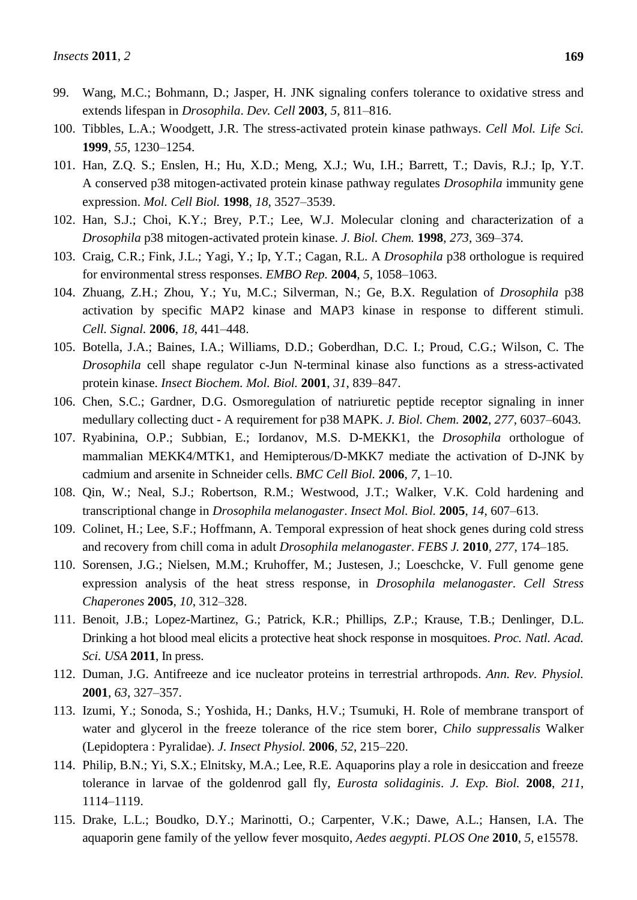99. Wang, M.C.; Bohmann, D.; Jasper, H. JNK signaling confers tolerance to oxidative stress and extends lifespan in *Drosophila*. *Dev. Cell* **2003**, *5*, 811–816.
100. Tibbles, L.A.; Woodgett, J.R. The stress-activated protein kinase pathways. *Cell Mol. Life Sci.* **1999**, *55*, 1230–1254.
101. Han, Z.Q. S.; Enslen, H.; Hu, X.D.; Meng, X.J.; Wu, I.H.; Barrett, T.; Davis, R.J.; Ip, Y.T. A conserved p38 mitogen-activated protein kinase pathway regulates *Drosophila* immunity gene expression. *Mol. Cell Biol.* **1998**, *18*, 3527–3539.
102. Han, S.J.; Choi, K.Y.; Brey, P.T.; Lee, W.J. Molecular cloning and characterization of a *Drosophila* p38 mitogen-activated protein kinase. *J. Biol. Chem.* **1998**, *273*, 369–374.
103. Craig, C.R.; Fink, J.L.; Yagi, Y.; Ip, Y.T.; Cagan, R.L. A *Drosophila* p38 orthologue is required for environmental stress responses. *EMBO Rep.* **2004**, *5*, 1058–1063.
104. Zhuang, Z.H.; Zhou, Y.; Yu, M.C.; Silverman, N.; Ge, B.X. Regulation of *Drosophila* p38 activation by specific MAP2 kinase and MAP3 kinase in response to different stimuli. *Cell. Signal.* **2006**, *18*, 441–448.
105. Botella, J.A.; Baines, I.A.; Williams, D.D.; Goberdhan, D.C. I.; Proud, C.G.; Wilson, C. The *Drosophila* cell shape regulator c-Jun N-terminal kinase also functions as a stress-activated protein kinase. *Insect Biochem. Mol. Biol.* **2001**, *31*, 839–847.
106. Chen, S.C.; Gardner, D.G. Osmoregulation of natriuretic peptide receptor signaling in inner medullary collecting duct - A requirement for p38 MAPK. *J. Biol. Chem.* **2002**, *277*, 6037–6043.
107. Ryabinina, O.P.; Subbian, E.; Iordanov, M.S. D-MEKK1, the *Drosophila* orthologue of mammalian MEKK4/MTK1, and Hemipterous/D-MKK7 mediate the activation of D-JNK by cadmium and arsenite in Schneider cells. *BMC Cell Biol.* **2006**, *7*, 1–10.
108. Qin, W.; Neal, S.J.; Robertson, R.M.; Westwood, J.T.; Walker, V.K. Cold hardening and transcriptional change in *Drosophila melanogaster*. *Insect Mol. Biol.* **2005**, *14*, 607–613.
109. Colinet, H.; Lee, S.F.; Hoffmann, A. Temporal expression of heat shock genes during cold stress and recovery from chill coma in adult *Drosophila melanogaster*. *FEBS J.* **2010**, *277*, 174–185.
110. Sorensen, J.G.; Nielsen, M.M.; Kruhoffer, M.; Justesen, J.; Loeschcke, V. Full genome gene expression analysis of the heat stress response, in *Drosophila melanogaster*. *Cell Stress Chaperones* **2005**, *10*, 312–328.
111. Benoit, J.B.; Lopez-Martinez, G.; Patrick, K.R.; Phillips, Z.P.; Krause, T.B.; Denlinger, D.L. Drinking a hot blood meal elicits a protective heat shock response in mosquitoes. *Proc. Natl. Acad. Sci. USA* **2011**, In press.
112. Duman, J.G. Antifreeze and ice nucleator proteins in terrestrial arthropods. *Ann. Rev. Physiol.* **2001**, *63*, 327–357.
113. Izumi, Y.; Sonoda, S.; Yoshida, H.; Danks, H.V.; Tsumuki, H. Role of membrane transport of water and glycerol in the freeze tolerance of the rice stem borer, *Chilo suppressalis* Walker (Lepidoptera : Pyralidae). *J. Insect Physiol.* **2006**, *52*, 215–220.
114. Philip, B.N.; Yi, S.X.; Elnitsky, M.A.; Lee, R.E. Aquaporins play a role in desiccation and freeze tolerance in larvae of the goldenrod gall fly, *Eurosta solidaginis*. *J. Exp. Biol.* **2008**, *211*, 1114–1119.
115. Drake, L.L.; Boudko, D.Y.; Marinotti, O.; Carpenter, V.K.; Dawe, A.L.; Hansen, I.A. The aquaporin gene family of the yellow fever mosquito, *Aedes aegypti*. *PLOS One* **2010**, *5*, e15578.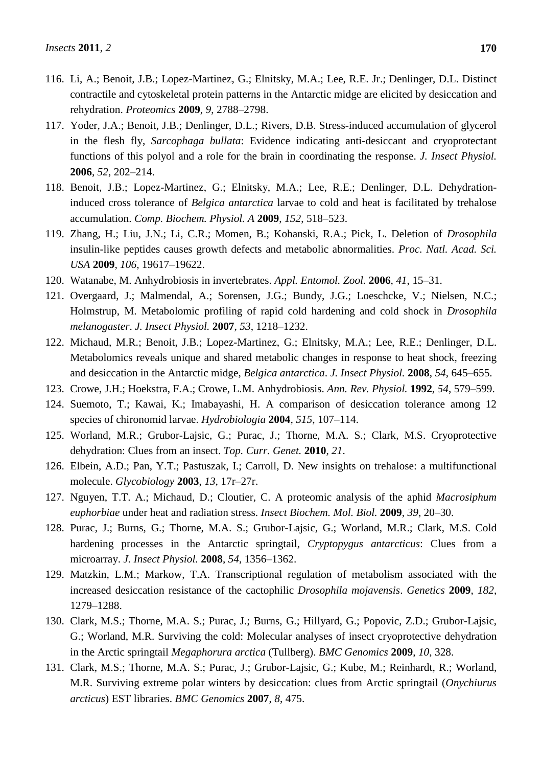116. Li, A.; Benoit, J.B.; Lopez-Martinez, G.; Elnitsky, M.A.; Lee, R.E. Jr.; Denlinger, D.L. Distinct contractile and cytoskeletal protein patterns in the Antarctic midge are elicited by desiccation and rehydration. *Proteomics* **2009**, *9*, 2788–2798.
117. Yoder, J.A.; Benoit, J.B.; Denlinger, D.L.; Rivers, D.B. Stress-induced accumulation of glycerol in the flesh fly, *Sarcophaga bullata*: Evidence indicating anti-desiccant and cryoprotectant functions of this polyol and a role for the brain in coordinating the response. *J. Insect Physiol.* **2006**, *52*, 202–214.
118. Benoit, J.B.; Lopez-Martinez, G.; Elnitsky, M.A.; Lee, R.E.; Denlinger, D.L. Dehydration-induced cross tolerance of *Belgica antarctica* larvae to cold and heat is facilitated by trehalose accumulation. *Comp. Biochem. Physiol. A* **2009**, *152*, 518–523.
119. Zhang, H.; Liu, J.N.; Li, C.R.; Momen, B.; Kohanski, R.A.; Pick, L. Deletion of *Drosophila* insulin-like peptides causes growth defects and metabolic abnormalities. *Proc. Natl. Acad. Sci. USA* **2009**, *106*, 19617–19622.
120. Watanabe, M. Anhydrobiosis in invertebrates. *Appl. Entomol. Zool.* **2006**, *41*, 15–31.
121. Overgaard, J.; Malmendal, A.; Sorensen, J.G.; Bundy, J.G.; Loeschcke, V.; Nielsen, N.C.; Holmstrup, M. Metabolomic profiling of rapid cold hardening and cold shock in *Drosophila melanogaster*. *J. Insect Physiol.* **2007**, *53*, 1218–1232.
122. Michaud, M.R.; Benoit, J.B.; Lopez-Martinez, G.; Elnitsky, M.A.; Lee, R.E.; Denlinger, D.L. Metabolomics reveals unique and shared metabolic changes in response to heat shock, freezing and desiccation in the Antarctic midge, *Belgica antarctica*. *J. Insect Physiol.* **2008**, *54*, 645–655.
123. Crowe, J.H.; Hoekstra, F.A.; Crowe, L.M. Anhydrobiosis. *Ann. Rev. Physiol.* **1992**, *54*, 579–599.
124. Suemoto, T.; Kawai, K.; Imabayashi, H. A comparison of desiccation tolerance among 12 species of chironomid larvae. *Hydrobiologia* **2004**, *515*, 107–114.
125. Worland, M.R.; Grubor-Lajsic, G.; Purac, J.; Thorne, M.A. S.; Clark, M.S. Cryoprotective dehydration: Clues from an insect. *Top. Curr. Genet.* **2010**, *21*.
126. Elbein, A.D.; Pan, Y.T.; Pastuszak, I.; Carroll, D. New insights on trehalose: a multifunctional molecule. *Glycobiology* **2003**, *13*, 17r–27r.
127. Nguyen, T.T. A.; Michaud, D.; Cloutier, C. A proteomic analysis of the aphid *Macrosiphum euphorbiae* under heat and radiation stress. *Insect Biochem. Mol. Biol.* **2009**, *39*, 20–30.
128. Purac, J.; Burns, G.; Thorne, M.A. S.; Grubor-Lajsic, G.; Worland, M.R.; Clark, M.S. Cold hardening processes in the Antarctic springtail, *Cryptopygus antarcticus*: Clues from a microarray. *J. Insect Physiol.* **2008**, *54*, 1356–1362.
129. Matzkin, L.M.; Markow, T.A. Transcriptional regulation of metabolism associated with the increased desiccation resistance of the cactophilic *Drosophila mojavensis*. *Genetics* **2009**, *182*, 1279–1288.
130. Clark, M.S.; Thorne, M.A. S.; Purac, J.; Burns, G.; Hillyard, G.; Popovic, Z.D.; Grubor-Lajsic, G.; Worland, M.R. Surviving the cold: Molecular analyses of insect cryoprotective dehydration in the Arctic springtail *Megaphorura arctica* (Tullberg). *BMC Genomics* **2009**, *10*, 328.
131. Clark, M.S.; Thorne, M.A. S.; Purac, J.; Grubor-Lajsic, G.; Kube, M.; Reinhardt, R.; Worland, M.R. Surviving extreme polar winters by desiccation: clues from Arctic springtail (*Onychiurus arcticus*) EST libraries. *BMC Genomics* **2007**, *8*, 475.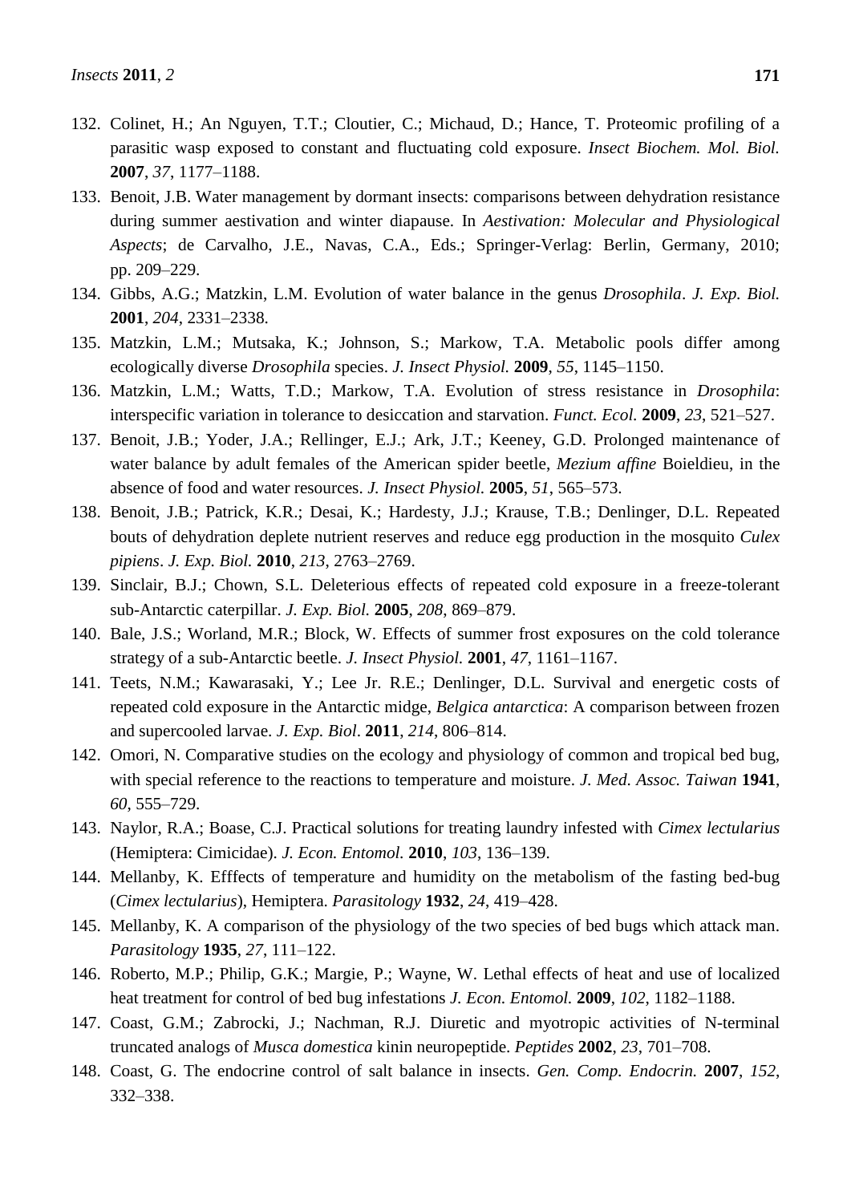132. Colinet, H.; An Nguyen, T.T.; Cloutier, C.; Michaud, D.; Hance, T. Proteomic profiling of a parasitic wasp exposed to constant and fluctuating cold exposure. *Insect Biochem. Mol. Biol.* **2007**, *37*, 1177–1188.
133. Benoit, J.B. Water management by dormant insects: comparisons between dehydration resistance during summer aestivation and winter diapause. In *Aestivation: Molecular and Physiological Aspects*; de Carvalho, J.E., Navas, C.A., Eds.; Springer-Verlag: Berlin, Germany, 2010; pp. 209–229.
134. Gibbs, A.G.; Matzkin, L.M. Evolution of water balance in the genus *Drosophila*. *J. Exp. Biol.* **2001**, *204*, 2331–2338.
135. Matzkin, L.M.; Mutsaka, K.; Johnson, S.; Markow, T.A. Metabolic pools differ among ecologically diverse *Drosophila* species. *J. Insect Physiol.* **2009**, *55*, 1145–1150.
136. Matzkin, L.M.; Watts, T.D.; Markow, T.A. Evolution of stress resistance in *Drosophila*: interspecific variation in tolerance to desiccation and starvation. *Funct. Ecol.* **2009**, *23*, 521–527.
137. Benoit, J.B.; Yoder, J.A.; Rellinger, E.J.; Ark, J.T.; Keeney, G.D. Prolonged maintenance of water balance by adult females of the American spider beetle, *Mezium affine* Boieldieu, in the absence of food and water resources. *J. Insect Physiol.* **2005**, *51*, 565–573.
138. Benoit, J.B.; Patrick, K.R.; Desai, K.; Hardesty, J.J.; Krause, T.B.; Denlinger, D.L. Repeated bouts of dehydration deplete nutrient reserves and reduce egg production in the mosquito *Culex pipiens*. *J. Exp. Biol.* **2010**, *213*, 2763–2769.
139. Sinclair, B.J.; Chown, S.L. Deleterious effects of repeated cold exposure in a freeze-tolerant sub-Antarctic caterpillar. *J. Exp. Biol.* **2005**, *208*, 869–879.
140. Bale, J.S.; Worland, M.R.; Block, W. Effects of summer frost exposures on the cold tolerance strategy of a sub-Antarctic beetle. *J. Insect Physiol.* **2001**, *47*, 1161–1167.
141. Teets, N.M.; Kawarasaki, Y.; Lee Jr. R.E.; Denlinger, D.L. Survival and energetic costs of repeated cold exposure in the Antarctic midge, *Belgica antarctica*: A comparison between frozen and supercooled larvae. *J. Exp. Biol*. **2011**, *214*, 806–814.
142. Omori, N. Comparative studies on the ecology and physiology of common and tropical bed bug, with special reference to the reactions to temperature and moisture. *J. Med. Assoc. Taiwan* **1941**, *60*, 555–729.
143. Naylor, R.A.; Boase, C.J. Practical solutions for treating laundry infested with *Cimex lectularius* (Hemiptera: Cimicidae). *J. Econ. Entomol.* **2010**, *103*, 136–139.
144. Mellanby, K. Efffects of temperature and humidity on the metabolism of the fasting bed-bug (*Cimex lectularius*), Hemiptera. *Parasitology* **1932**, *24*, 419–428.
145. Mellanby, K. A comparison of the physiology of the two species of bed bugs which attack man. *Parasitology* **1935**, *27*, 111–122.
146. Roberto, M.P.; Philip, G.K.; Margie, P.; Wayne, W. Lethal effects of heat and use of localized heat treatment for control of bed bug infestations *J. Econ. Entomol.* **2009**, *102*, 1182–1188.
147. Coast, G.M.; Zabrocki, J.; Nachman, R.J. Diuretic and myotropic activities of N-terminal truncated analogs of *Musca domestica* kinin neuropeptide. *Peptides* **2002**, *23*, 701–708.
148. Coast, G. The endocrine control of salt balance in insects. *Gen. Comp. Endocrin.* **2007**, *152*, 332–338.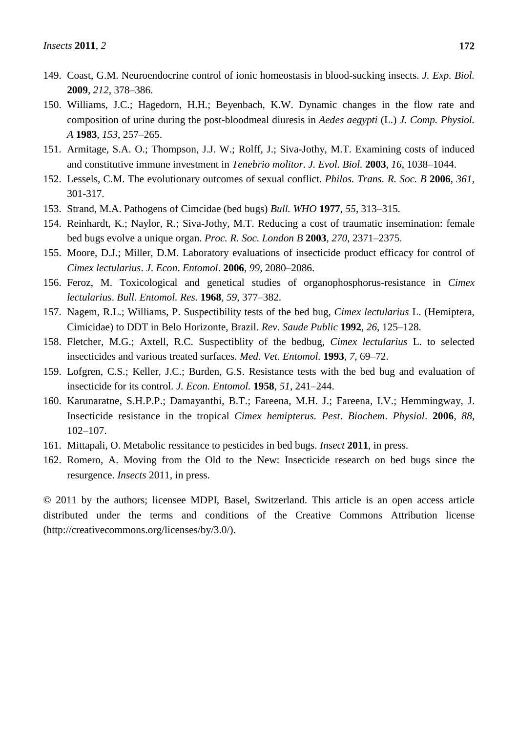149. Coast, G.M. Neuroendocrine control of ionic homeostasis in blood-sucking insects. *J. Exp. Biol.* **2009**, *212*, 378–386.
150. Williams, J.C.; Hagedorn, H.H.; Beyenbach, K.W. Dynamic changes in the flow rate and composition of urine during the post-bloodmeal diuresis in *Aedes aegypti* (L.) *J. Comp. Physiol. A* **1983**, *153*, 257–265.
151. Armitage, S.A. O.; Thompson, J.J. W.; Rolff, J.; Siva-Jothy, M.T. Examining costs of induced and constitutive immune investment in *Tenebrio molitor*. *J. Evol. Biol.* **2003**, *16*, 1038–1044.
152. Lessels, C.M. The evolutionary outcomes of sexual conflict. *Philos. Trans. R. Soc. B* **2006**, *361*, 301-317.
153. Strand, M.A. Pathogens of Cimcidae (bed bugs) *Bull. WHO* **1977**, *55*, 313–315.
154. Reinhardt, K.; Naylor, R.; Siva-Jothy, M.T. Reducing a cost of traumatic insemination: female bed bugs evolve a unique organ. *Proc. R. Soc. London B* **2003**, *270*, 2371–2375.
155. Moore, D.J.; Miller, D.M. Laboratory evaluations of insecticide product efficacy for control of *Cimex lectularius*. *J. Econ. Entomol.* **2006**, *99*, 2080–2086.
156. Feroz, M. Toxicological and genetical studies of organophosphorus-resistance in *Cimex lectularius*. *Bull. Entomol. Res.* **1968**, *59*, 377–382.
157. Nagem, R.L.; Williams, P. Suspectibility tests of the bed bug, *Cimex lectularius* L. (Hemiptera, Cimicidae) to DDT in Belo Horizonte, Brazil. *Rev. Saude Public* **1992**, *26*, 125–128.
158. Fletcher, M.G.; Axtell, R.C. Suspectiblity of the bedbug, *Cimex lectularius* L. to selected insecticides and various treated surfaces. *Med. Vet. Entomol.* **1993**, *7*, 69–72.
159. Lofgren, C.S.; Keller, J.C.; Burden, G.S. Resistance tests with the bed bug and evaluation of insecticide for its control. *J. Econ. Entomol.* **1958**, *51*, 241–244.
160. Karunaratne, S.H.P.P.; Damayanthi, B.T.; Fareena, M.H. J.; Fareena, I.V.; Hemmingway, J. Insecticide resistance in the tropical *Cimex hemipterus*. *Pest. Biochem. Physiol.* **2006**, *88*, 102–107.
161. Mittapali, O. Metabolic ressitance to pesticides in bed bugs. *Insect* **2011**, in press.
162. Romero, A. Moving from the Old to the New: Insecticide research on bed bugs since the resurgence. *Insects* 2011, in press.

© 2011 by the authors; licensee MDPI, Basel, Switzerland. This article is an open access article distributed under the terms and conditions of the Creative Commons Attribution license (http://creativecommons.org/licenses/by/3.0/).